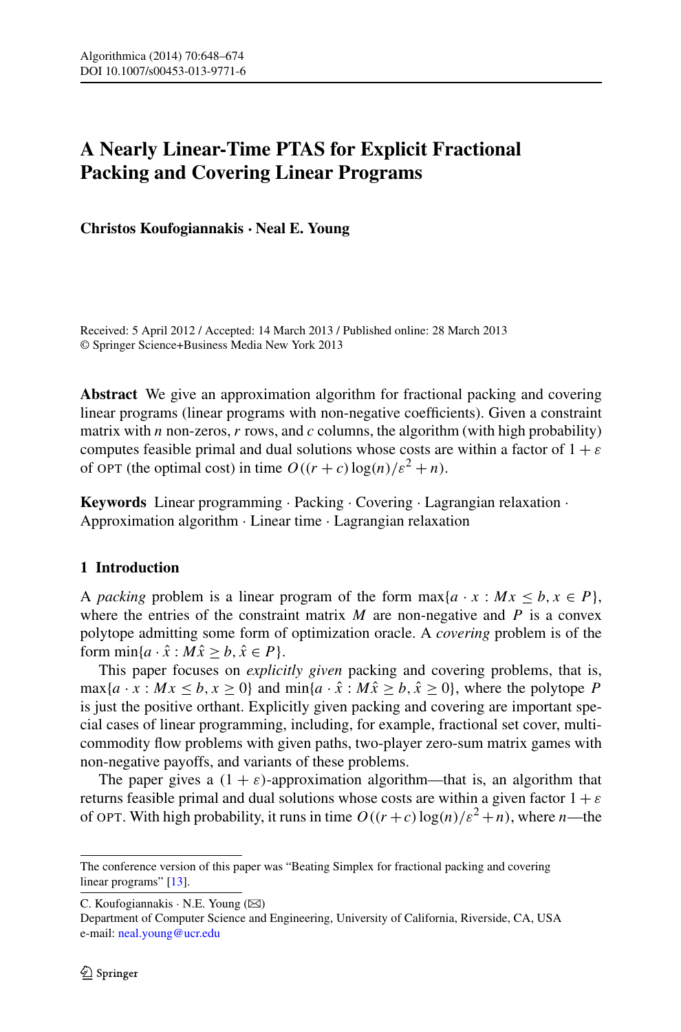# A Nearly Linear-Time PTAS for Explicit Fractional Packing and Covering Linear Programs

**Christos Koufogiannakis · Neal E. Young**

Received: 5 April 2012 / Accepted: 14 March 2013 / Published online: 28 March 2013
© Springer Science+Business Media New York 2013

**Abstract** We give an approximation algorithm for fractional packing and covering linear programs (linear programs with non-negative coefficients). Given a constraint matrix with $n$ non-zeros, $r$ rows, and $c$ columns, the algorithm (with high probability) computes feasible primal and dual solutions whose costs are within a factor of $1+\varepsilon$ of OPT (the optimal cost) in time $O((r+c)\log(n)/\varepsilon^2+n)$.

**Keywords** Linear programming · Packing · Covering · Lagrangian relaxation · Approximation algorithm · Linear time · Lagrangian relaxation

## 1 Introduction

A *packing* problem is a linear program of the form $\max\{a\cdot x : Mx\le b, x\in P\}$, where the entries of the constraint matrix $M$ are non-negative and $P$ is a convex polytope admitting some form of optimization oracle. A *covering* problem is of the form $\min\{a\cdot \hat{x} : M\hat{x}\ge b, \hat{x}\in P\}$.

This paper focuses on *explicitly given* packing and covering problems, that is, $\max\{a\cdot x : Mx\le b, x\ge 0\}$ and $\min\{a\cdot \hat{x} : M\hat{x}\ge b, \hat{x}\ge 0\}$, where the polytope $P$ is just the positive orthant. Explicitly given packing and covering are important special cases of linear programming, including, for example, fractional set cover, multicommodity flow problems with given paths, two-player zero-sum matrix games with non-negative payoffs, and variants of these problems.

The paper gives a $(1+\varepsilon)$-approximation algorithm—that is, an algorithm that returns feasible primal and dual solutions whose costs are within a given factor $1+\varepsilon$ of OPT. With high probability, it runs in time $O((r+c)\log(n)/\varepsilon^2+n)$, where $n$—the

---

The conference version of this paper was "Beating Simplex for fractional packing and covering linear programs" [13].

C. Koufogiannakis · N.E. Young (✉)
Department of Computer Science and Engineering, University of California, Riverside, CA, USA
e-mail: neal.young@ucr.edu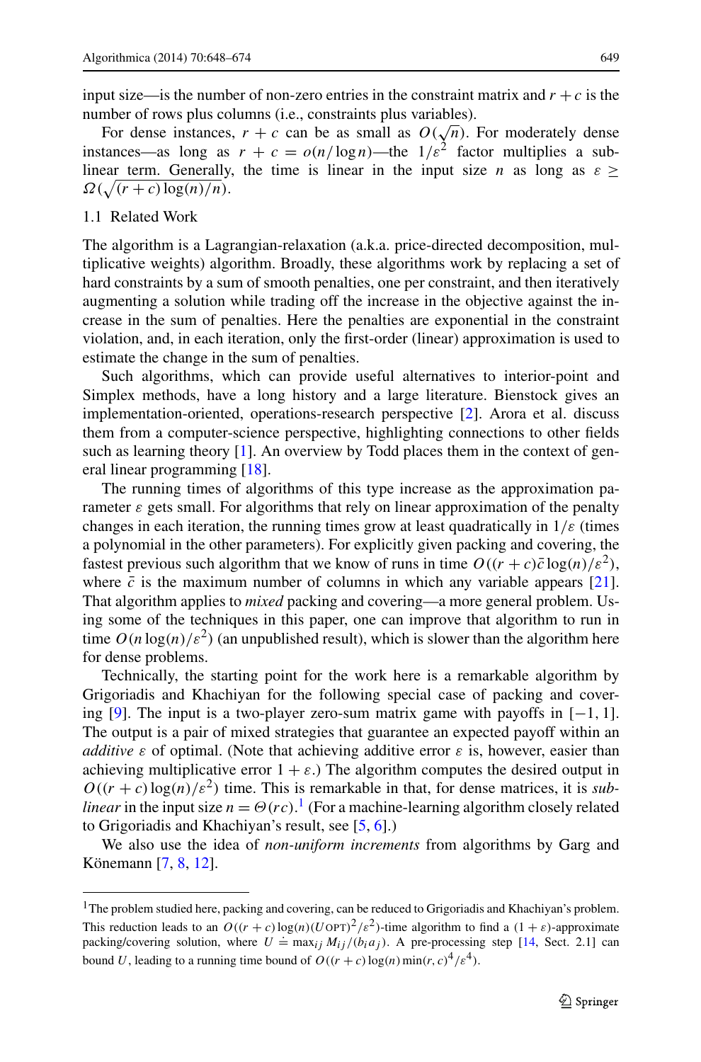input size—is the number of non-zero entries in the constraint matrix and $r + c$ is the number of rows plus columns (i.e., constraints plus variables).

For dense instances, $r + c$ can be as small as $O(\sqrt{n})$. For moderately dense instances—as long as $r + c = o(n/\log n)$—the $1/\varepsilon^2$ factor multiplies a sublinear term. Generally, the time is linear in the input size $n$ as long as $\varepsilon \geq \Omega(\sqrt{(r+c)\log(n)/n})$.

### 1.1 Related Work

The algorithm is a Lagrangian-relaxation (a.k.a. price-directed decomposition, multiplicative weights) algorithm. Broadly, these algorithms work by replacing a set of hard constraints by a sum of smooth penalties, one per constraint, and then iteratively augmenting a solution while trading off the increase in the objective against the increase in the sum of penalties. Here the penalties are exponential in the constraint violation, and, in each iteration, only the first-order (linear) approximation is used to estimate the change in the sum of penalties.

Such algorithms, which can provide useful alternatives to interior-point and Simplex methods, have a long history and a large literature. Bienstock gives an implementation-oriented, operations-research perspective [2]. Arora et al. discuss them from a computer-science perspective, highlighting connections to other fields such as learning theory [1]. An overview by Todd places them in the context of general linear programming [18].

The running times of algorithms of this type increase as the approximation parameter $\varepsilon$ gets small. For algorithms that rely on linear approximation of the penalty changes in each iteration, the running times grow at least quadratically in $1/\varepsilon$ (times a polynomial in the other parameters). For explicitly given packing and covering, the fastest previous such algorithm that we know of runs in time $O((r+c)\bar{c}\log(n)/\varepsilon^2)$, where $\bar{c}$ is the maximum number of columns in which any variable appears [21]. That algorithm applies to *mixed* packing and covering—a more general problem. Using some of the techniques in this paper, one can improve that algorithm to run in time $O(n\log(n)/\varepsilon^2)$ (an unpublished result), which is slower than the algorithm here for dense problems.

Technically, the starting point for the work here is a remarkable algorithm by Grigoriadis and Khachiyan for the following special case of packing and covering [9]. The input is a two-player zero-sum matrix game with payoffs in $[-1, 1]$. The output is a pair of mixed strategies that guarantee an expected payoff within an *additive* $\varepsilon$ of optimal. (Note that achieving additive error $\varepsilon$ is, however, easier than achieving multiplicative error $1 + \varepsilon$.) The algorithm computes the desired output in $O((r+c)\log(n)/\varepsilon^2)$ time. This is remarkable in that, for dense matrices, it is *sublinear* in the input size $n = \Theta(rc)$.[1] (For a machine-learning algorithm closely related to Grigoriadis and Khachiyan's result, see [5, 6].)

We also use the idea of *non-uniform increments* from algorithms by Garg and Könemann [7, 8, 12].

---

[1] The problem studied here, packing and covering, can be reduced to Grigoriadis and Khachiyan's problem. This reduction leads to an $O((r+c)\log(n)(U\,\text{OPT})^2/\varepsilon^2)$-time algorithm to find a $(1+\varepsilon)$-approximate packing/covering solution, where $U \doteq \max_{ij} M_{ij}/(b_i a_j)$. A pre-processing step [14, Sect. 2.1] can bound $U$, leading to a running time bound of $O((r+c)\log(n)\min(r,c)^4/\varepsilon^4)$.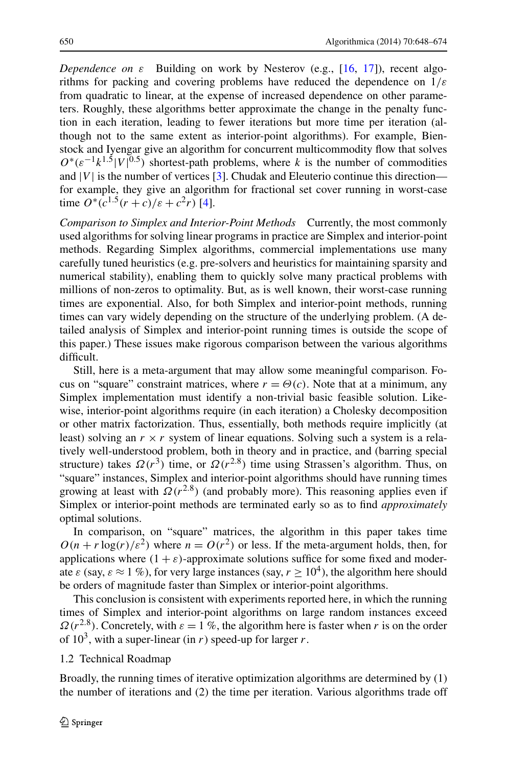*Dependence on $\varepsilon$* Building on work by Nesterov (e.g., [16, 17]), recent algorithms for packing and covering problems have reduced the dependence on $1/\varepsilon$ from quadratic to linear, at the expense of increased dependence on other parameters. Roughly, these algorithms better approximate the change in the penalty function in each iteration, leading to fewer iterations but more time per iteration (although not to the same extent as interior-point algorithms). For example, Bienstock and Iyengar give an algorithm for concurrent multicommodity flow that solves $O^*(\varepsilon^{-1}k^{1.5}|V|^{0.5})$ shortest-path problems, where $k$ is the number of commodities and $|V|$ is the number of vertices [3]. Chudak and Eleuterio continue this direction—for example, they give an algorithm for fractional set cover running in worst-case time $O^*(c^{1.5}(r+c)/\varepsilon + c^2 r)$ [4].

*Comparison to Simplex and Interior-Point Methods* Currently, the most commonly used algorithms for solving linear programs in practice are Simplex and interior-point methods. Regarding Simplex algorithms, commercial implementations use many carefully tuned heuristics (e.g. pre-solvers and heuristics for maintaining sparsity and numerical stability), enabling them to quickly solve many practical problems with millions of non-zeros to optimality. But, as is well known, their worst-case running times are exponential. Also, for both Simplex and interior-point methods, running times can vary widely depending on the structure of the underlying problem. (A detailed analysis of Simplex and interior-point running times is outside the scope of this paper.) These issues make rigorous comparison between the various algorithms difficult.

Still, here is a meta-argument that may allow some meaningful comparison. Focus on "square" constraint matrices, where $r = \Theta(c)$. Note that at a minimum, any Simplex implementation must identify a non-trivial basic feasible solution. Likewise, interior-point algorithms require (in each iteration) a Cholesky decomposition or other matrix factorization. Thus, essentially, both methods require implicitly (at least) solving an $r \times r$ system of linear equations. Solving such a system is a relatively well-understood problem, both in theory and in practice, and (barring special structure) takes $\Omega(r^3)$ time, or $\Omega(r^{2.8})$ time using Strassen's algorithm. Thus, on "square" instances, Simplex and interior-point algorithms should have running times growing at least with $\Omega(r^{2.8})$ (and probably more). This reasoning applies even if Simplex or interior-point methods are terminated early so as to find *approximately* optimal solutions.

In comparison, on "square" matrices, the algorithm in this paper takes time $O(n + r\log(r)/\varepsilon^2)$ where $n = O(r^2)$ or less. If the meta-argument holds, then, for applications where $(1+\varepsilon)$-approximate solutions suffice for some fixed and moderate $\varepsilon$ (say, $\varepsilon \approx 1\,\%$), for very large instances (say, $r \geq 10^4$), the algorithm here should be orders of magnitude faster than Simplex or interior-point algorithms.

This conclusion is consistent with experiments reported here, in which the running times of Simplex and interior-point algorithms on large random instances exceed $\Omega(r^{2.8})$. Concretely, with $\varepsilon = 1\,\%$, the algorithm here is faster when $r$ is on the order of $10^3$, with a super-linear (in $r$) speed-up for larger $r$.

### 1.2 Technical Roadmap

Broadly, the running times of iterative optimization algorithms are determined by (1) the number of iterations and (2) the time per iteration. Various algorithms trade off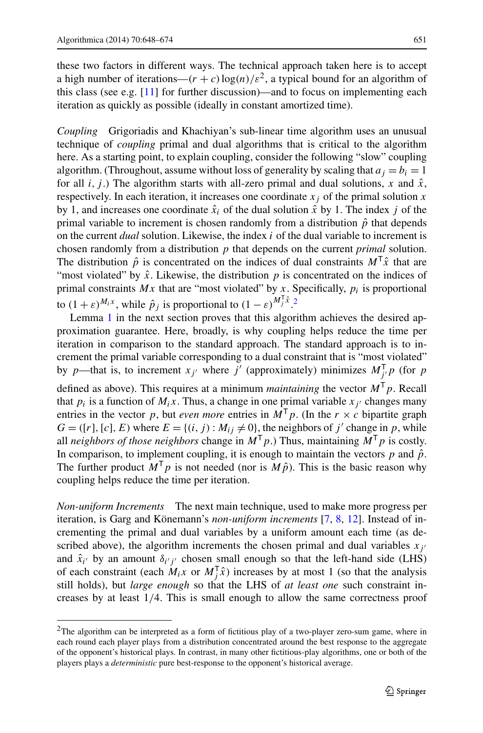these two factors in different ways. The technical approach taken here is to accept a high number of iterations—$(r + c)\log(n)/\varepsilon^2$, a typical bound for an algorithm of this class (see e.g. [11] for further discussion)—and to focus on implementing each iteration as quickly as possible (ideally in constant amortized time).

*Coupling* Grigoriadis and Khachiyan's sub-linear time algorithm uses an unusual technique of *coupling* primal and dual algorithms that is critical to the algorithm here. As a starting point, to explain coupling, consider the following "slow" coupling algorithm. (Throughout, assume without loss of generality by scaling that $a_j = b_i = 1$ for all $i, j$.) The algorithm starts with all-zero primal and dual solutions, $x$ and $\hat{x}$, respectively. In each iteration, it increases one coordinate $x_j$ of the primal solution $x$ by 1, and increases one coordinate $\hat{x}_i$ of the dual solution $\hat{x}$ by 1. The index $j$ of the primal variable to increment is chosen randomly from a distribution $\hat{p}$ that depends on the current *dual* solution. Likewise, the index $i$ of the dual variable to increment is chosen randomly from a distribution $p$ that depends on the current *primal* solution. The distribution $\hat{p}$ is concentrated on the indices of dual constraints $M^{\mathsf{T}}\hat{x}$ that are "most violated" by $\hat{x}$. Likewise, the distribution $p$ is concentrated on the indices of primal constraints $Mx$ that are "most violated" by $x$. Specifically, $p_i$ is proportional to $(1+\varepsilon)^{M_i x}$, while $\hat{p}_j$ is proportional to $(1-\varepsilon)^{M_j^{\mathsf{T}}\hat{x}}$.[2]

Lemma 1 in the next section proves that this algorithm achieves the desired approximation guarantee. Here, broadly, is why coupling helps reduce the time per iteration in comparison to the standard approach. The standard approach is to increment the primal variable corresponding to a dual constraint that is "most violated" by $p$—that is, to increment $x_{j'}$ where $j'$ (approximately) minimizes $M_{j'}^{\mathsf{T}}p$ (for $p$ defined as above). This requires at a minimum *maintaining* the vector $M^{\mathsf{T}}p$. Recall that $p_i$ is a function of $M_i x$. Thus, a change in one primal variable $x_{j'}$ changes many entries in the vector $p$, but *even more* entries in $M^{\mathsf{T}}p$. (In the $r \times c$ bipartite graph $G = ([r],[c],E)$ where $E = \{(i,j) : M_{ij} \neq 0\}$, the neighbors of $j'$ change in $p$, while all *neighbors of those neighbors* change in $M^{\mathsf{T}}p$.) Thus, maintaining $M^{\mathsf{T}}p$ is costly. In comparison, to implement coupling, it is enough to maintain the vectors $p$ and $\hat{p}$. The further product $M^{\mathsf{T}}p$ is not needed (nor is $M\hat{p}$). This is the basic reason why coupling helps reduce the time per iteration.

*Non-uniform Increments* The next main technique, used to make more progress per iteration, is Garg and Könemann's *non-uniform increments* [7, 8, 12]. Instead of incrementing the primal and dual variables by a uniform amount each time (as described above), the algorithm increments the chosen primal and dual variables $x_{j'}$ and $\hat{x}_{i'}$ by an amount $\delta_{i'j'}$ chosen small enough so that the left-hand side (LHS) of each constraint (each $M_i x$ or $M_j^{\mathsf{T}}\hat{x}$) increases by at most 1 (so that the analysis still holds), but *large enough* so that the LHS of *at least one* such constraint increases by at least 1/4. This is small enough to allow the same correctness proof

[2] The algorithm can be interpreted as a form of fictitious play of a two-player zero-sum game, where in each round each player plays from a distribution concentrated around the best response to the aggregate of the opponent's historical plays. In contrast, in many other fictitious-play algorithms, one or both of the players plays a *deterministic* pure best-response to the opponent's historical average.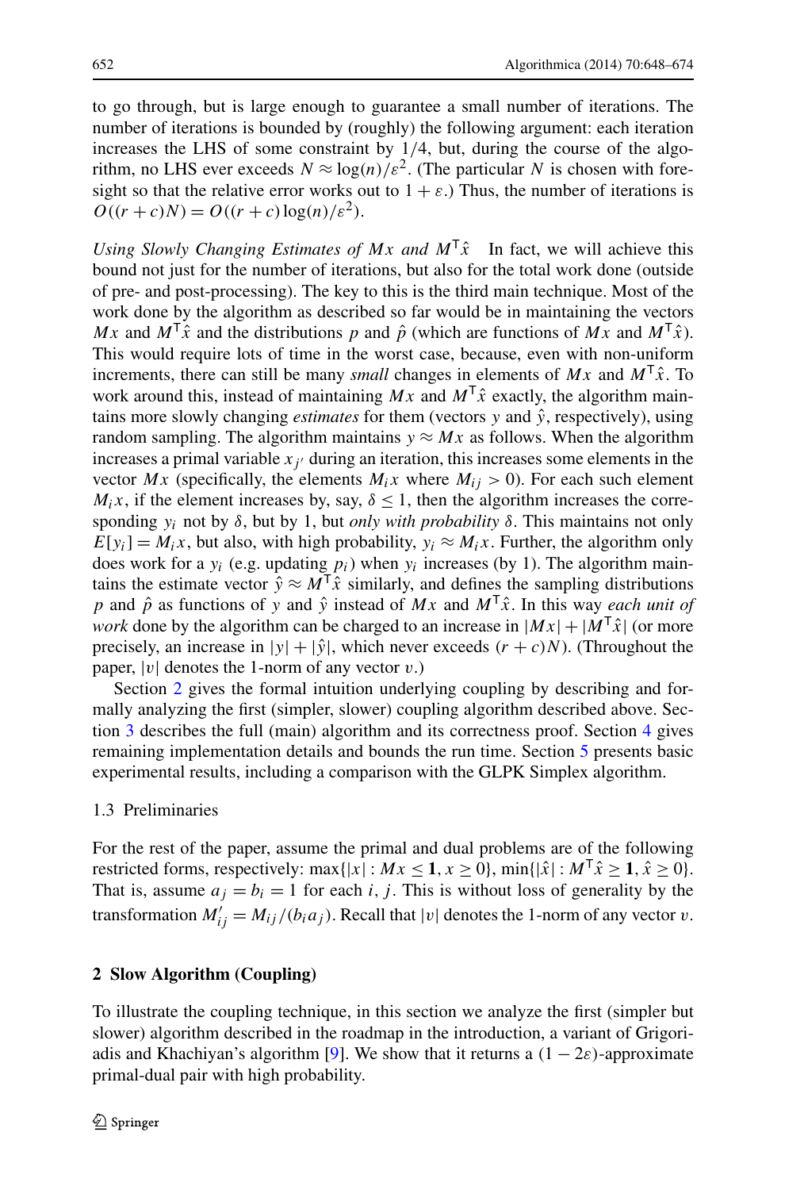to go through, but is large enough to guarantee a small number of iterations. The number of iterations is bounded by (roughly) the following argument: each iteration increases the LHS of some constraint by 1/4, but, during the course of the algorithm, no LHS ever exceeds $N \approx \log(n)/\varepsilon^2$. (The particular $N$ is chosen with foresight so that the relative error works out to $1+\varepsilon$.) Thus, the number of iterations is $O((r+c)N) = O((r+c)\log(n)/\varepsilon^2)$.

*Using Slowly Changing Estimates of $Mx$ and $M^{\mathsf{T}}\hat{x}$* In fact, we will achieve this bound not just for the number of iterations, but also for the total work done (outside of pre- and post-processing). The key to this is the third main technique. Most of the work done by the algorithm as described so far would be in maintaining the vectors $Mx$ and $M^{\mathsf{T}}\hat{x}$ and the distributions $p$ and $\hat{p}$ (which are functions of $Mx$ and $M^{\mathsf{T}}\hat{x}$). This would require lots of time in the worst case, because, even with non-uniform increments, there can still be many *small* changes in elements of $Mx$ and $M^{\mathsf{T}}\hat{x}$. To work around this, instead of maintaining $Mx$ and $M^{\mathsf{T}}\hat{x}$ exactly, the algorithm maintains more slowly changing *estimates* for them (vectors $y$ and $\hat{y}$, respectively), using random sampling. The algorithm maintains $y \approx Mx$ as follows. When the algorithm increases a primal variable $x_{j'}$ during an iteration, this increases some elements in the vector $Mx$ (specifically, the elements $M_i x$ where $M_{ij} > 0$). For each such element $M_i x$, if the element increases by, say, $\delta \le 1$, then the algorithm increases the corresponding $y_i$ not by $\delta$, but by 1, but *only with probability* $\delta$. This maintains not only $E[y_i] = M_i x$, but also, with high probability, $y_i \approx M_i x$. Further, the algorithm only does work for a $y_i$ (e.g. updating $p_i$) when $y_i$ increases (by 1). The algorithm maintains the estimate vector $\hat{y} \approx M^{\mathsf{T}}\hat{x}$ similarly, and defines the sampling distributions $p$ and $\hat{p}$ as functions of $y$ and $\hat{y}$ instead of $Mx$ and $M^{\mathsf{T}}\hat{x}$. In this way *each unit of work* done by the algorithm can be charged to an increase in $|Mx| + |M^{\mathsf{T}}\hat{x}|$ (or more precisely, an increase in $|y| + |\hat{y}|$, which never exceeds $(r+c)N$). (Throughout the paper, $|v|$ denotes the 1-norm of any vector $v$.)

Section 2 gives the formal intuition underlying coupling by describing and formally analyzing the first (simpler, slower) coupling algorithm described above. Section 3 describes the full (main) algorithm and its correctness proof. Section 4 gives remaining implementation details and bounds the run time. Section 5 presents basic experimental results, including a comparison with the GLPK Simplex algorithm.

### 1.3 Preliminaries

For the rest of the paper, assume the primal and dual problems are of the following restricted forms, respectively: $\max\{|x| : Mx \le \mathbf{1}, x \ge 0\}$, $\min\{|\hat{x}| : M^{\mathsf{T}}\hat{x} \ge \mathbf{1}, \hat{x} \ge 0\}$. That is, assume $a_j = b_i = 1$ for each $i, j$. This is without loss of generality by the transformation $M'_{ij} = M_{ij}/(b_i a_j)$. Recall that $|v|$ denotes the 1-norm of any vector $v$.

## 2 Slow Algorithm (Coupling)

To illustrate the coupling technique, in this section we analyze the first (simpler but slower) algorithm described in the roadmap in the introduction, a variant of Grigoriadis and Khachiyan's algorithm [9]. We show that it returns a $(1-2\varepsilon)$-approximate primal-dual pair with high probability.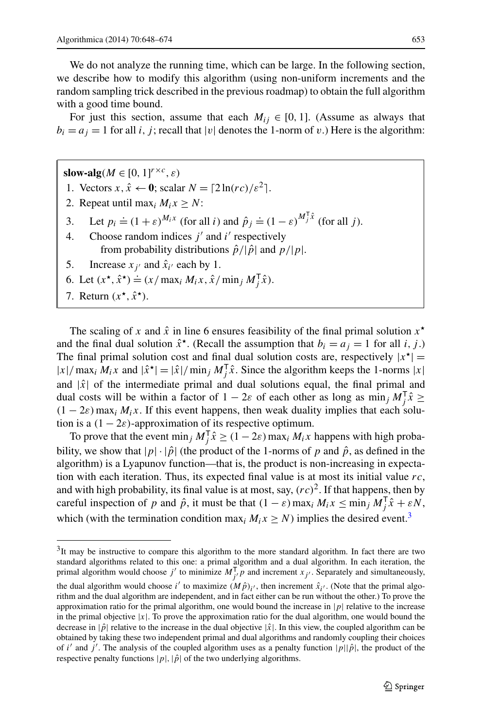We do not analyze the running time, which can be large. In the following section, we describe how to modify this algorithm (using non-uniform increments and the random sampling trick described in the previous roadmap) to obtain the full algorithm with a good time bound.

For just this section, assume that each $M_{ij} \in [0, 1]$. (Assume as always that $b_i = a_j = 1$ for all $i$, $j$; recall that $|v|$ denotes the 1-norm of $v$.) Here is the algorithm:

> **slow-alg**($M \in [0,1]^{r \times c}$, $\varepsilon$)
> 1. Vectors $x, \hat{x} \leftarrow \mathbf{0}$; scalar $N = \lceil 2 \ln(rc)/\varepsilon^2 \rceil$.
> 2. Repeat until $\max_i M_i x \geq N$:
> 3. Let $p_i \doteq (1+\varepsilon)^{M_i x}$ (for all $i$) and $\hat{p}_j \doteq (1-\varepsilon)^{M_j^{\mathsf{T}} \hat{x}}$ (for all $j$).
> 4. Choose random indices $j'$ and $i'$ respectively from probability distributions $\hat{p}/|\hat{p}|$ and $p/|p|$.
> 5. Increase $x_{j'}$ and $\hat{x}_{i'}$ each by 1.
> 6. Let $(x^\star, \hat{x}^\star) \doteq (x/\max_i M_i x, \hat{x}/\min_j M_j^{\mathsf{T}} \hat{x})$.
> 7. Return $(x^\star, \hat{x}^\star)$.

The scaling of $x$ and $\hat{x}$ in line 6 ensures feasibility of the final primal solution $x^\star$ and the final dual solution $\hat{x}^\star$. (Recall the assumption that $b_i = a_j = 1$ for all $i$, $j$.) The final primal solution cost and final dual solution costs are, respectively $|x^\star| = |x|/\max_i M_i x$ and $|\hat{x}^\star| = |\hat{x}|/\min_j M_j^{\mathsf{T}} \hat{x}$. Since the algorithm keeps the 1-norms $|x|$ and $|\hat{x}|$ of the intermediate primal and dual solutions equal, the final primal and dual costs will be within a factor of $1 - 2\varepsilon$ of each other as long as $\min_j M_j^{\mathsf{T}} \hat{x} \geq (1-2\varepsilon) \max_i M_i x$. If this event happens, then weak duality implies that each solution is a $(1-2\varepsilon)$-approximation of its respective optimum.

To prove that the event $\min_j M_j^{\mathsf{T}} \hat{x} \geq (1-2\varepsilon) \max_i M_i x$ happens with high probability, we show that $|p| \cdot |\hat{p}|$ (the product of the 1-norms of $p$ and $\hat{p}$, as defined in the algorithm) is a Lyapunov function—that is, the product is non-increasing in expectation with each iteration. Thus, its expected final value is at most its initial value $rc$, and with high probability, its final value is at most, say, $(rc)^2$. If that happens, then by careful inspection of $p$ and $\hat{p}$, it must be that $(1-\varepsilon) \max_i M_i x \leq \min_j M_j^{\mathsf{T}} \hat{x} + \varepsilon N$, which (with the termination condition $\max_i M_i x \geq N$) implies the desired event.[3]

[3] It may be instructive to compare this algorithm to the more standard algorithm. In fact there are two standard algorithms related to this one: a primal algorithm and a dual algorithm. In each iteration, the primal algorithm would choose $j'$ to minimize $M_{j'}^{\mathsf{T}} p$ and increment $x_{j'}$. Separately and simultaneously, the dual algorithm would choose $i'$ to maximize $(M\hat{p})_{i'}$, then increment $\hat{x}_{i'}$. (Note that the primal algorithm and the dual algorithm are independent, and in fact either can be run without the other.) To prove the approximation ratio for the primal algorithm, one would bound the increase in $|p|$ relative to the increase in the primal objective $|x|$. To prove the approximation ratio for the dual algorithm, one would bound the decrease in $|\hat{p}|$ relative to the increase in the dual objective $|\hat{x}|$. In this view, the coupled algorithm can be obtained by taking these two independent primal and dual algorithms and randomly coupling their choices of $i'$ and $j'$. The analysis of the coupled algorithm uses as a penalty function $|p||\hat{p}|$, the product of the respective penalty functions $|p|$, $|\hat{p}|$ of the two underlying algorithms.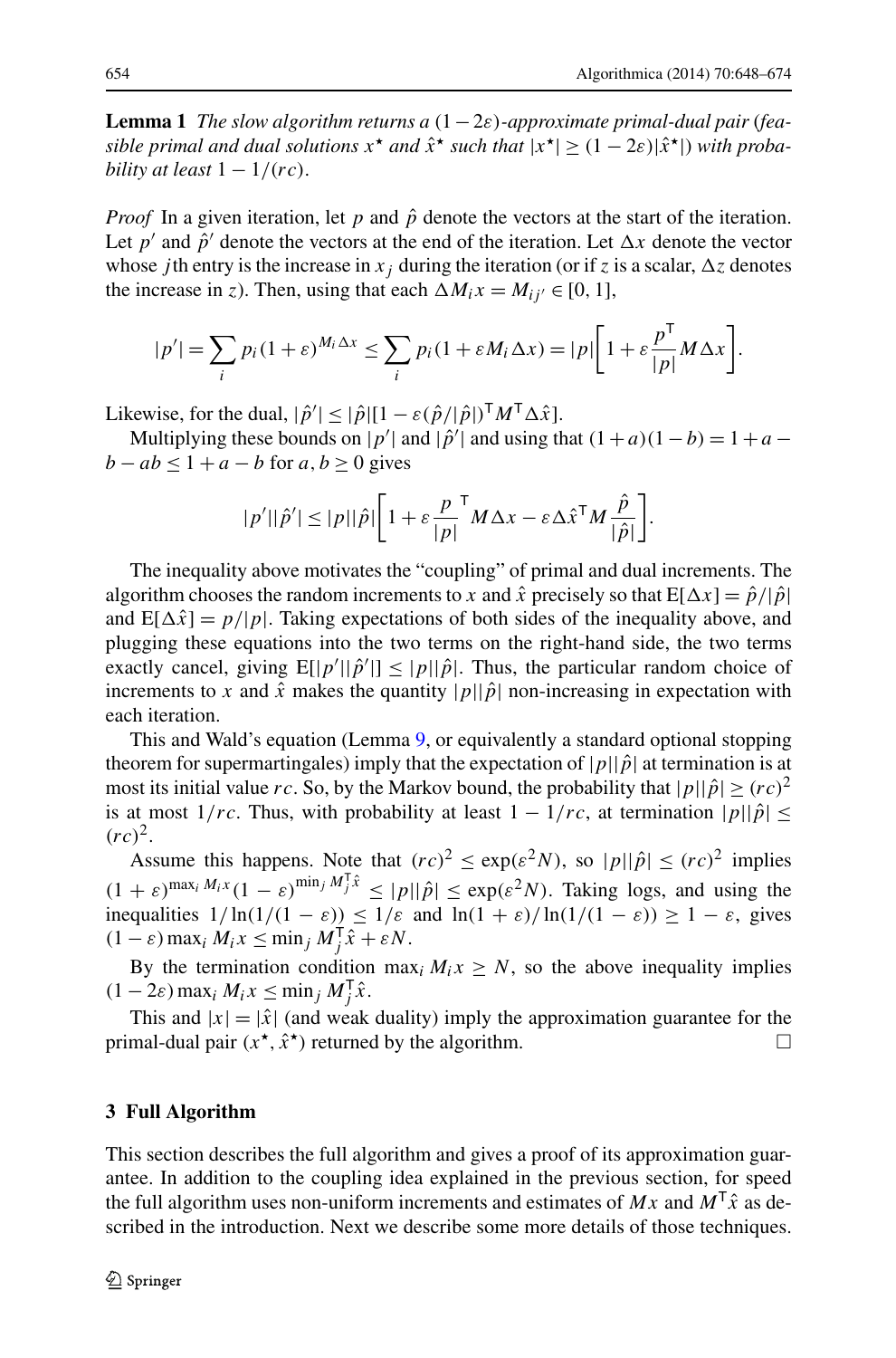**Lemma 1** *The slow algorithm returns a* $(1-2\varepsilon)$*-approximate primal-dual pair* (*feasible primal and dual solutions* $x^\star$ *and* $\hat{x}^\star$ *such that* $|x^\star| \geq (1-2\varepsilon)|\hat{x}^\star|$) *with probability at least* $1 - 1/(rc)$.

*Proof* In a given iteration, let $p$ and $\hat{p}$ denote the vectors at the start of the iteration. Let $p'$ and $\hat{p}'$ denote the vectors at the end of the iteration. Let $\Delta x$ denote the vector whose $j$th entry is the increase in $x_j$ during the iteration (or if $z$ is a scalar, $\Delta z$ denotes the increase in $z$). Then, using that each $\Delta M_i x = M_{ij'} \in [0,1]$,

$$|p'| = \sum_i p_i (1+\varepsilon)^{M_i \Delta x} \leq \sum_i p_i (1 + \varepsilon M_i \Delta x) = |p| \left[ 1 + \varepsilon \frac{p^\mathsf{T}}{|p|} M \Delta x \right].$$

Likewise, for the dual, $|\hat{p}'| \leq |\hat{p}|[1 - \varepsilon (\hat{p}/|\hat{p}|)^\mathsf{T} M^\mathsf{T} \Delta \hat{x}]$.

Multiplying these bounds on $|p'|$ and $|\hat{p}'|$ and using that $(1+a)(1-b) = 1 + a - b - ab \leq 1 + a - b$ for $a, b \geq 0$ gives

$$|p'||\hat{p}'| \leq |p||\hat{p}| \left[ 1 + \varepsilon \frac{p}{|p|}^\mathsf{T} M \Delta x - \varepsilon \Delta \hat{x}^\mathsf{T} M \frac{\hat{p}}{|\hat{p}|} \right].$$

The inequality above motivates the "coupling" of primal and dual increments. The algorithm chooses the random increments to $x$ and $\hat{x}$ precisely so that $\mathrm{E}[\Delta x] = \hat{p}/|\hat{p}|$ and $\mathrm{E}[\Delta \hat{x}] = p/|p|$. Taking expectations of both sides of the inequality above, and plugging these equations into the two terms on the right-hand side, the two terms exactly cancel, giving $\mathrm{E}[|p'||\hat{p}'|] \leq |p||\hat{p}|$. Thus, the particular random choice of increments to $x$ and $\hat{x}$ makes the quantity $|p||\hat{p}|$ non-increasing in expectation with each iteration.

This and Wald's equation (Lemma 9, or equivalently a standard optional stopping theorem for supermartingales) imply that the expectation of $|p||\hat{p}|$ at termination is at most its initial value $rc$. So, by the Markov bound, the probability that $|p||\hat{p}| \geq (rc)^2$ is at most $1/rc$. Thus, with probability at least $1 - 1/rc$, at termination $|p||\hat{p}| \leq (rc)^2$.

Assume this happens. Note that $(rc)^2 \leq \exp(\varepsilon^2 N)$, so $|p||\hat{p}| \leq (rc)^2$ implies $(1+\varepsilon)^{\max_i M_i x}(1-\varepsilon)^{\min_j M_j^\mathsf{T} \hat{x}} \leq |p||\hat{p}| \leq \exp(\varepsilon^2 N)$. Taking logs, and using the inequalities $1/\ln(1/(1-\varepsilon)) \leq 1/\varepsilon$ and $\ln(1+\varepsilon)/\ln(1/(1-\varepsilon)) \geq 1 - \varepsilon$, gives $(1-\varepsilon)\max_i M_i x \leq \min_j M_j^\mathsf{T} \hat{x} + \varepsilon N$.

By the termination condition $\max_i M_i x \geq N$, so the above inequality implies $(1-2\varepsilon)\max_i M_i x \leq \min_j M_j^\mathsf{T} \hat{x}$.

This and $|x| = |\hat{x}|$ (and weak duality) imply the approximation guarantee for the primal-dual pair $(x^\star, \hat{x}^\star)$ returned by the algorithm. □

## 3 Full Algorithm

This section describes the full algorithm and gives a proof of its approximation guarantee. In addition to the coupling idea explained in the previous section, for speed the full algorithm uses non-uniform increments and estimates of $Mx$ and $M^\mathsf{T}\hat{x}$ as described in the introduction. Next we describe some more details of those techniques.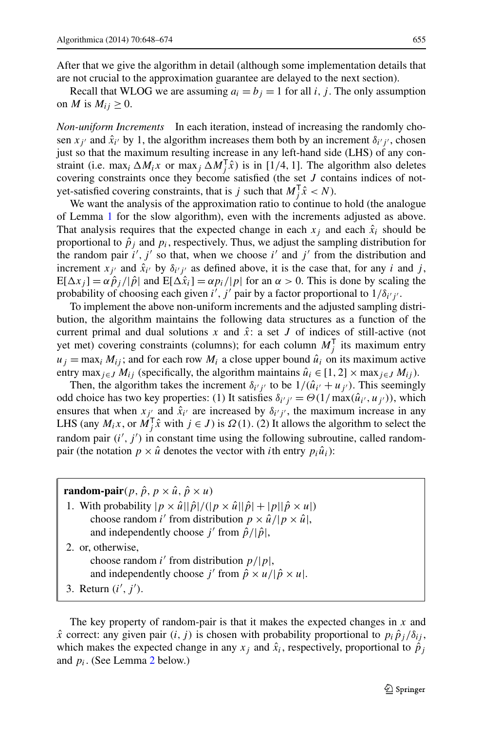After that we give the algorithm in detail (although some implementation details that are not crucial to the approximation guarantee are delayed to the next section).

Recall that WLOG we are assuming $a_i = b_j = 1$ for all $i$, $j$. The only assumption on $M$ is $M_{ij} \geq 0$.

*Non-uniform Increments* In each iteration, instead of increasing the randomly chosen $x_{j'}$ and $\hat{x}_{i'}$ by 1, the algorithm increases them both by an increment $\delta_{i'j'}$, chosen just so that the maximum resulting increase in any left-hand side (LHS) of any constraint (i.e. $\max_i \Delta M_i x$ or $\max_j \Delta M_j^{\mathsf{T}} \hat{x}$) is in $[1/4, 1]$. The algorithm also deletes covering constraints once they become satisfied (the set $J$ contains indices of not-yet-satisfied covering constraints, that is $j$ such that $M_j^{\mathsf{T}} \hat{x} < N$).

We want the analysis of the approximation ratio to continue to hold (the analogue of Lemma 1 for the slow algorithm), even with the increments adjusted as above. That analysis requires that the expected change in each $x_j$ and each $\hat{x}_i$ should be proportional to $\hat{p}_j$ and $p_i$, respectively. Thus, we adjust the sampling distribution for the random pair $i'$, $j'$ so that, when we choose $i'$ and $j'$ from the distribution and increment $x_{j'}$ and $\hat{x}_{i'}$ by $\delta_{i'j'}$ as defined above, it is the case that, for any $i$ and $j$, $\mathrm{E}[\Delta x_j] = \alpha \hat{p}_j / |\hat{p}|$ and $\mathrm{E}[\Delta \hat{x}_i] = \alpha p_i / |p|$ for an $\alpha > 0$. This is done by scaling the probability of choosing each given $i'$, $j'$ pair by a factor proportional to $1/\delta_{i'j'}$.

To implement the above non-uniform increments and the adjusted sampling distribution, the algorithm maintains the following data structures as a function of the current primal and dual solutions $x$ and $\hat{x}$: a set $J$ of indices of still-active (not yet met) covering constraints (columns); for each column $M_j^{\mathsf{T}}$ its maximum entry $u_j = \max_i M_{ij}$; and for each row $M_i$ a close upper bound $\hat{u}_i$ on its maximum active entry $\max_{j \in J} M_{ij}$ (specifically, the algorithm maintains $\hat{u}_i \in [1, 2] \times \max_{j \in J} M_{ij}$).

Then, the algorithm takes the increment $\delta_{i'j'}$ to be $1/(\hat{u}_{i'} + u_{j'})$. This seemingly odd choice has two key properties: (1) It satisfies $\delta_{i'j'} = \Theta(1/\max(\hat{u}_{i'}, u_{j'}))$, which ensures that when $x_{j'}$ and $\hat{x}_{i'}$ are increased by $\delta_{i'j'}$, the maximum increase in any LHS (any $M_i x$, or $M_j^{\mathsf{T}} \hat{x}$ with $j \in J$) is $\Omega(1)$. (2) It allows the algorithm to select the random pair $(i', j')$ in constant time using the following subroutine, called random-pair (the notation $p \times \hat{u}$ denotes the vector with $i$th entry $p_i \hat{u}_i$):

> **random-pair**$(p, \hat{p}, p \times \hat{u}, \hat{p} \times u)$
>
> 1. With probability $|p \times \hat{u}||\hat{p}|/(|p \times \hat{u}||\hat{p}| + |p||\hat{p} \times u|)$
>    choose random $i'$ from distribution $p \times \hat{u}/|p \times \hat{u}|$,
>    and independently choose $j'$ from $\hat{p}/|\hat{p}|$,
> 2. or, otherwise,
>    choose random $i'$ from distribution $p/|p|$,
>    and independently choose $j'$ from $\hat{p} \times u/|\hat{p} \times u|$.
> 3. Return $(i', j')$.

The key property of random-pair is that it makes the expected changes in $x$ and $\hat{x}$ correct: any given pair $(i, j)$ is chosen with probability proportional to $p_i \hat{p}_j / \delta_{ij}$, which makes the expected change in any $x_j$ and $\hat{x}_i$, respectively, proportional to $\hat{p}_j$ and $p_i$. (See Lemma 2 below.)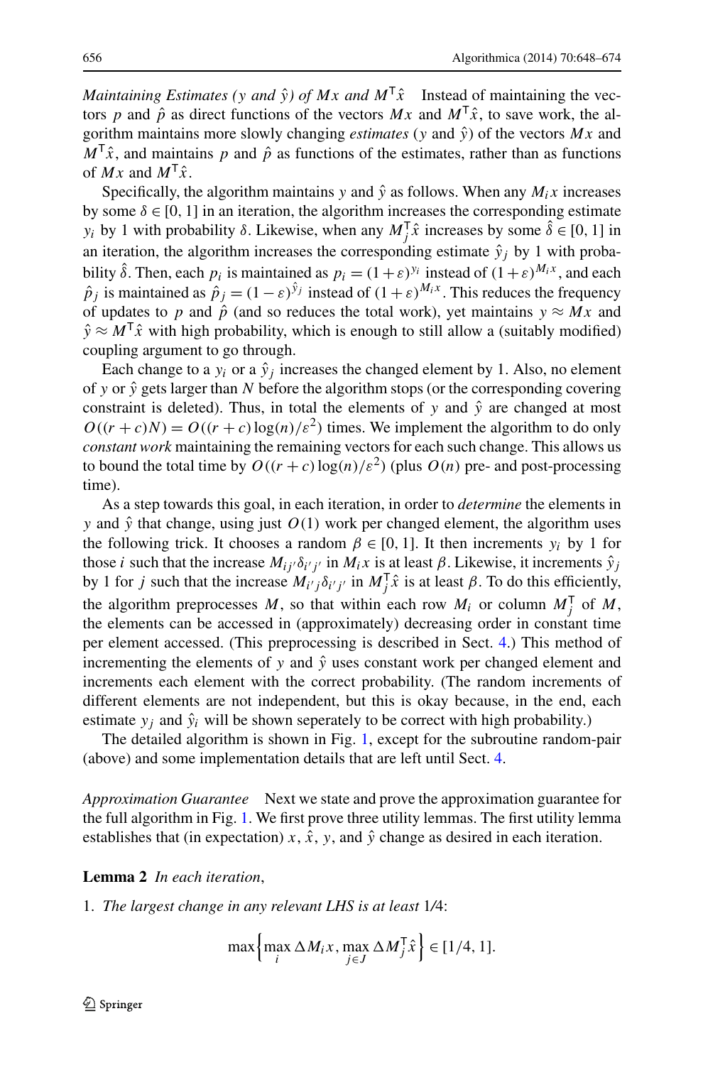*Maintaining Estimates ($y$ and $\hat{y}$) of $Mx$ and $M^{\mathsf{T}}\hat{x}$* Instead of maintaining the vectors $p$ and $\hat{p}$ as direct functions of the vectors $Mx$ and $M^{\mathsf{T}}\hat{x}$, to save work, the algorithm maintains more slowly changing *estimates* ($y$ and $\hat{y}$) of the vectors $Mx$ and $M^{\mathsf{T}}\hat{x}$, and maintains $p$ and $\hat{p}$ as functions of the estimates, rather than as functions of $Mx$ and $M^{\mathsf{T}}\hat{x}$.

Specifically, the algorithm maintains $y$ and $\hat{y}$ as follows. When any $M_i x$ increases by some $\delta \in [0, 1]$ in an iteration, the algorithm increases the corresponding estimate $y_i$ by 1 with probability $\delta$. Likewise, when any $M_j^{\mathsf{T}}\hat{x}$ increases by some $\hat{\delta} \in [0, 1]$ in an iteration, the algorithm increases the corresponding estimate $\hat{y}_j$ by 1 with probability $\hat{\delta}$. Then, each $p_i$ is maintained as $p_i = (1+\varepsilon)^{y_i}$ instead of $(1+\varepsilon)^{M_i x}$, and each $\hat{p}_j$ is maintained as $\hat{p}_j = (1-\varepsilon)^{\hat{y}_j}$ instead of $(1+\varepsilon)^{M_i x}$. This reduces the frequency of updates to $p$ and $\hat{p}$ (and so reduces the total work), yet maintains $y \approx Mx$ and $\hat{y} \approx M^{\mathsf{T}}\hat{x}$ with high probability, which is enough to still allow a (suitably modified) coupling argument to go through.

Each change to a $y_i$ or a $\hat{y}_j$ increases the changed element by 1. Also, no element of $y$ or $\hat{y}$ gets larger than $N$ before the algorithm stops (or the corresponding covering constraint is deleted). Thus, in total the elements of $y$ and $\hat{y}$ are changed at most $O((r+c)N) = O((r+c)\log(n)/\varepsilon^2)$ times. We implement the algorithm to do only *constant work* maintaining the remaining vectors for each such change. This allows us to bound the total time by $O((r+c)\log(n)/\varepsilon^2)$ (plus $O(n)$ pre- and post-processing time).

As a step towards this goal, in each iteration, in order to *determine* the elements in $y$ and $\hat{y}$ that change, using just $O(1)$ work per changed element, the algorithm uses the following trick. It chooses a random $\beta \in [0, 1]$. It then increments $y_i$ by 1 for those $i$ such that the increase $M_{ij'}\delta_{i'j'}$ in $M_i x$ is at least $\beta$. Likewise, it increments $\hat{y}_j$ by 1 for $j$ such that the increase $M_{i'j}\delta_{i'j'}$ in $M_j^{\mathsf{T}}\hat{x}$ is at least $\beta$. To do this efficiently, the algorithm preprocesses $M$, so that within each row $M_i$ or column $M_j^{\mathsf{T}}$ of $M$, the elements can be accessed in (approximately) decreasing order in constant time per element accessed. (This preprocessing is described in Sect. 4.) This method of incrementing the elements of $y$ and $\hat{y}$ uses constant work per changed element and increments each element with the correct probability. (The random increments of different elements are not independent, but this is okay because, in the end, each estimate $y_j$ and $\hat{y}_i$ will be shown seperately to be correct with high probability.)

The detailed algorithm is shown in Fig. 1, except for the subroutine random-pair (above) and some implementation details that are left until Sect. 4.

*Approximation Guarantee* Next we state and prove the approximation guarantee for the full algorithm in Fig. 1. We first prove three utility lemmas. The first utility lemma establishes that (in expectation) $x$, $\hat{x}$, $y$, and $\hat{y}$ change as desired in each iteration.

**Lemma 2** *In each iteration*,

1. *The largest change in any relevant LHS is at least* 1/4:

$$\max\left\{\max_i \Delta M_i x, \max_{j \in J} \Delta M_j^{\mathsf{T}}\hat{x}\right\} \in [1/4, 1].$$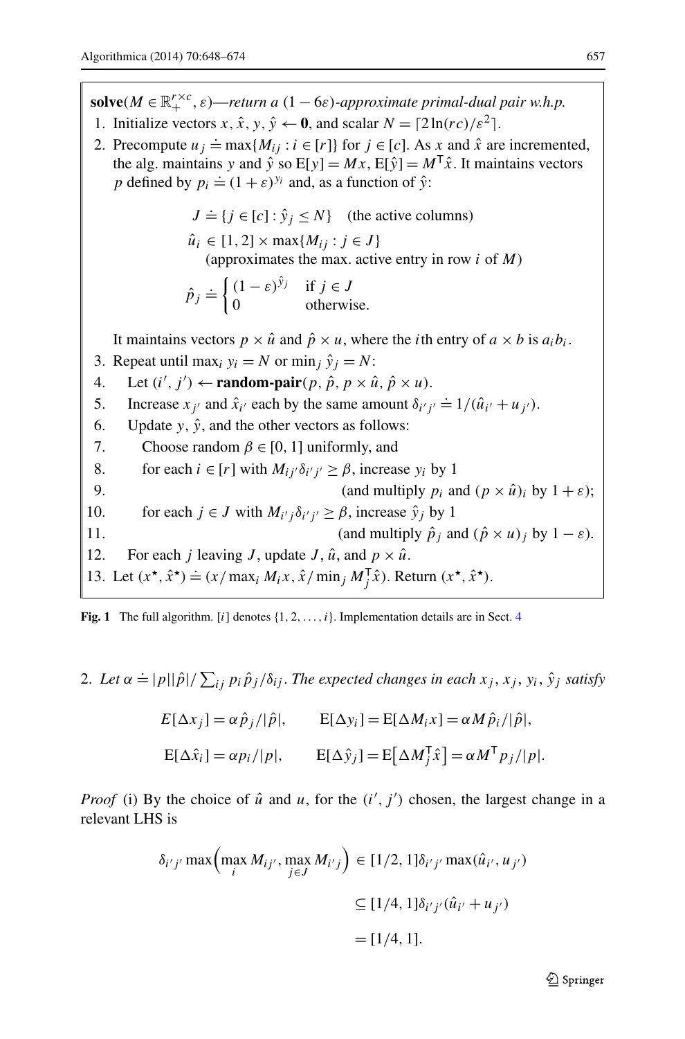**solve**($M \in \mathbb{R}_+^{r\times c}, \varepsilon$)—*return a* $(1-6\varepsilon)$*-approximate primal-dual pair w.h.p.*

1. Initialize vectors $x, \hat{x}, y, \hat{y} \leftarrow \mathbf{0}$, and scalar $N = \lceil 2\ln(rc)/\varepsilon^2 \rceil$.
2. Precompute $u_j \doteq \max\{M_{ij} : i \in [r]\}$ for $j \in [c]$. As $x$ and $\hat{x}$ are incremented, the alg. maintains $y$ and $\hat{y}$ so $\mathrm{E}[y] = Mx$, $\mathrm{E}[\hat{y}] = M^{\mathsf{T}}\hat{x}$. It maintains vectors $p$ defined by $p_i \doteq (1+\varepsilon)^{y_i}$ and, as a function of $\hat{y}$:

   $$J \doteq \{j \in [c] : \hat{y}_j \le N\} \quad \text{(the active columns)}$$

   $$\hat{u}_i \in [1,2] \times \max\{M_{ij} : j \in J\}$$

   (approximates the max. active entry in row $i$ of $M$)

   $$\hat{p}_j \doteq \begin{cases} (1-\varepsilon)^{\hat{y}_j} & \text{if } j \in J \\ 0 & \text{otherwise.} \end{cases}$$

   It maintains vectors $p \times \hat{u}$ and $\hat{p} \times u$, where the $i$th entry of $a \times b$ is $a_i b_i$.
3. Repeat until $\max_i y_i = N$ or $\min_j \hat{y}_j = N$:
4. Let $(i', j') \leftarrow$ **random-pair**$(p, \hat{p}, p \times \hat{u}, \hat{p} \times u)$.
5. Increase $x_{j'}$ and $\hat{x}_{i'}$ each by the same amount $\delta_{i'j'} \doteq 1/(\hat{u}_{i'} + u_{j'})$.
6. Update $y$, $\hat{y}$, and the other vectors as follows:
7. Choose random $\beta \in [0,1]$ uniformly, and
8. for each $i \in [r]$ with $M_{ij'}\delta_{i'j'} \ge \beta$, increase $y_i$ by 1
9. (and multiply $p_i$ and $(p \times \hat{u})_i$ by $1+\varepsilon$);
10. for each $j \in J$ with $M_{i'j}\delta_{i'j'} \ge \beta$, increase $\hat{y}_j$ by 1
11. (and multiply $\hat{p}_j$ and $(\hat{p} \times u)_j$ by $1-\varepsilon$).
12. For each $j$ leaving $J$, update $J$, $\hat{u}$, and $p \times \hat{u}$.
13. Let $(x^\star, \hat{x}^\star) \doteq (x/\max_i M_i x, \hat{x}/\min_j M_j^{\mathsf{T}}\hat{x})$. Return $(x^\star, \hat{x}^\star)$.

**Fig. 1** The full algorithm. $[i]$ denotes $\{1, 2, \ldots, i\}$. Implementation details are in Sect. 4

2. *Let* $\alpha \doteq |p||\hat{p}|/\sum_{ij} p_i \hat{p}_j/\delta_{ij}$. *The expected changes in each* $x_j, x_j, y_i, \hat{y}_j$ *satisfy*

$$E[\Delta x_j] = \alpha \hat{p}_j/|\hat{p}|, \qquad \mathrm{E}[\Delta y_i] = \mathrm{E}[\Delta M_i x] = \alpha M \hat{p}_i/|\hat{p}|,$$

$$\mathrm{E}[\Delta \hat{x}_i] = \alpha p_i/|p|, \qquad \mathrm{E}[\Delta \hat{y}_j] = \mathrm{E}\big[\Delta M_j^{\mathsf{T}}\hat{x}\big] = \alpha M^{\mathsf{T}} p_j/|p|.$$

*Proof* (i) By the choice of $\hat{u}$ and $u$, for the $(i', j')$ chosen, the largest change in a relevant LHS is

$$\begin{aligned}
\delta_{i'j'} \max\Big(\max_i M_{ij'}, \max_{j\in J} M_{i'j}\Big) &\in [1/2, 1]\delta_{i'j'} \max(\hat{u}_{i'}, u_{j'}) \\
&\subseteq [1/4, 1]\delta_{i'j'}(\hat{u}_{i'} + u_{j'}) \\
&= [1/4, 1].
\end{aligned}$$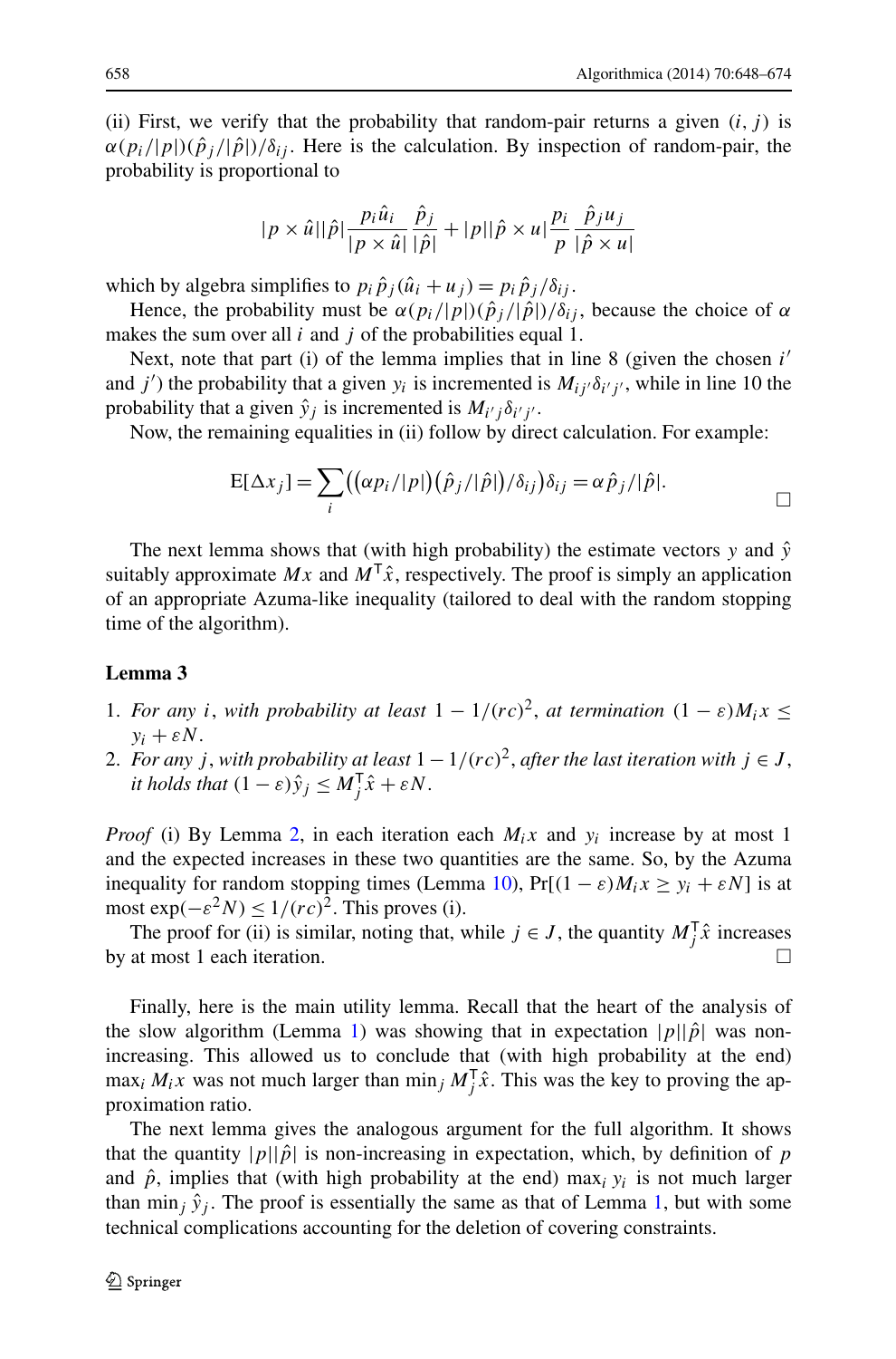(ii) First, we verify that the probability that random-pair returns a given $(i, j)$ is $\alpha(p_i/|p|)(\hat{p}_j/|\hat{p}|)/\delta_{ij}$. Here is the calculation. By inspection of random-pair, the probability is proportional to

$$|p \times \hat{u}||\hat{p}| \frac{p_i \hat{u}_i}{|p \times \hat{u}|} \frac{\hat{p}_j}{|\hat{p}|} + |p||\hat{p} \times u| \frac{p_i}{p} \frac{\hat{p}_j u_j}{|\hat{p} \times u|}$$

which by algebra simplifies to $p_i \hat{p}_j(\hat{u}_i + u_j) = p_i \hat{p}_j/\delta_{ij}$.

Hence, the probability must be $\alpha(p_i/|p|)(\hat{p}_j/|\hat{p}|)/\delta_{ij}$, because the choice of $\alpha$ makes the sum over all $i$ and $j$ of the probabilities equal 1.

Next, note that part (i) of the lemma implies that in line 8 (given the chosen $i'$ and $j'$) the probability that a given $y_i$ is incremented is $M_{ij'}\delta_{i'j'}$, while in line 10 the probability that a given $\hat{y}_j$ is incremented is $M_{i'j}\delta_{i'j'}$.

Now, the remaining equalities in (ii) follow by direct calculation. For example:

$$\mathrm{E}[\Delta x_j] = \sum_i \big((\alpha p_i/|p|)\big(\hat{p}_j/|\hat{p}|\big)/\delta_{ij}\big)\delta_{ij} = \alpha \hat{p}_j/|\hat{p}|. \qquad \square$$

The next lemma shows that (with high probability) the estimate vectors $y$ and $\hat{y}$ suitably approximate $Mx$ and $M^{\mathsf{T}}\hat{x}$, respectively. The proof is simply an application of an appropriate Azuma-like inequality (tailored to deal with the random stopping time of the algorithm).

**Lemma 3**

1. *For any* $i$, *with probability at least* $1 - 1/(rc)^2$, *at termination* $(1-\varepsilon)M_i x \le y_i + \varepsilon N$.
2. *For any* $j$, *with probability at least* $1 - 1/(rc)^2$, *after the last iteration with* $j \in J$, *it holds that* $(1-\varepsilon)\hat{y}_j \le M_j^{\mathsf{T}}\hat{x} + \varepsilon N$.

*Proof* (i) By Lemma 2, in each iteration each $M_i x$ and $y_i$ increase by at most 1 and the expected increases in these two quantities are the same. So, by the Azuma inequality for random stopping times (Lemma 10), $\Pr[(1-\varepsilon)M_i x \ge y_i + \varepsilon N]$ is at most $\exp(-\varepsilon^2 N) \le 1/(rc)^2$. This proves (i).

The proof for (ii) is similar, noting that, while $j \in J$, the quantity $M_j^{\mathsf{T}}\hat{x}$ increases by at most 1 each iteration. $\square$

Finally, here is the main utility lemma. Recall that the heart of the analysis of the slow algorithm (Lemma 1) was showing that in expectation $|p||\hat{p}|$ was non-increasing. This allowed us to conclude that (with high probability at the end) $\max_i M_i x$ was not much larger than $\min_j M_j^{\mathsf{T}}\hat{x}$. This was the key to proving the approximation ratio.

The next lemma gives the analogous argument for the full algorithm. It shows that the quantity $|p||\hat{p}|$ is non-increasing in expectation, which, by definition of $p$ and $\hat{p}$, implies that (with high probability at the end) $\max_i y_i$ is not much larger than $\min_j \hat{y}_j$. The proof is essentially the same as that of Lemma 1, but with some technical complications accounting for the deletion of covering constraints.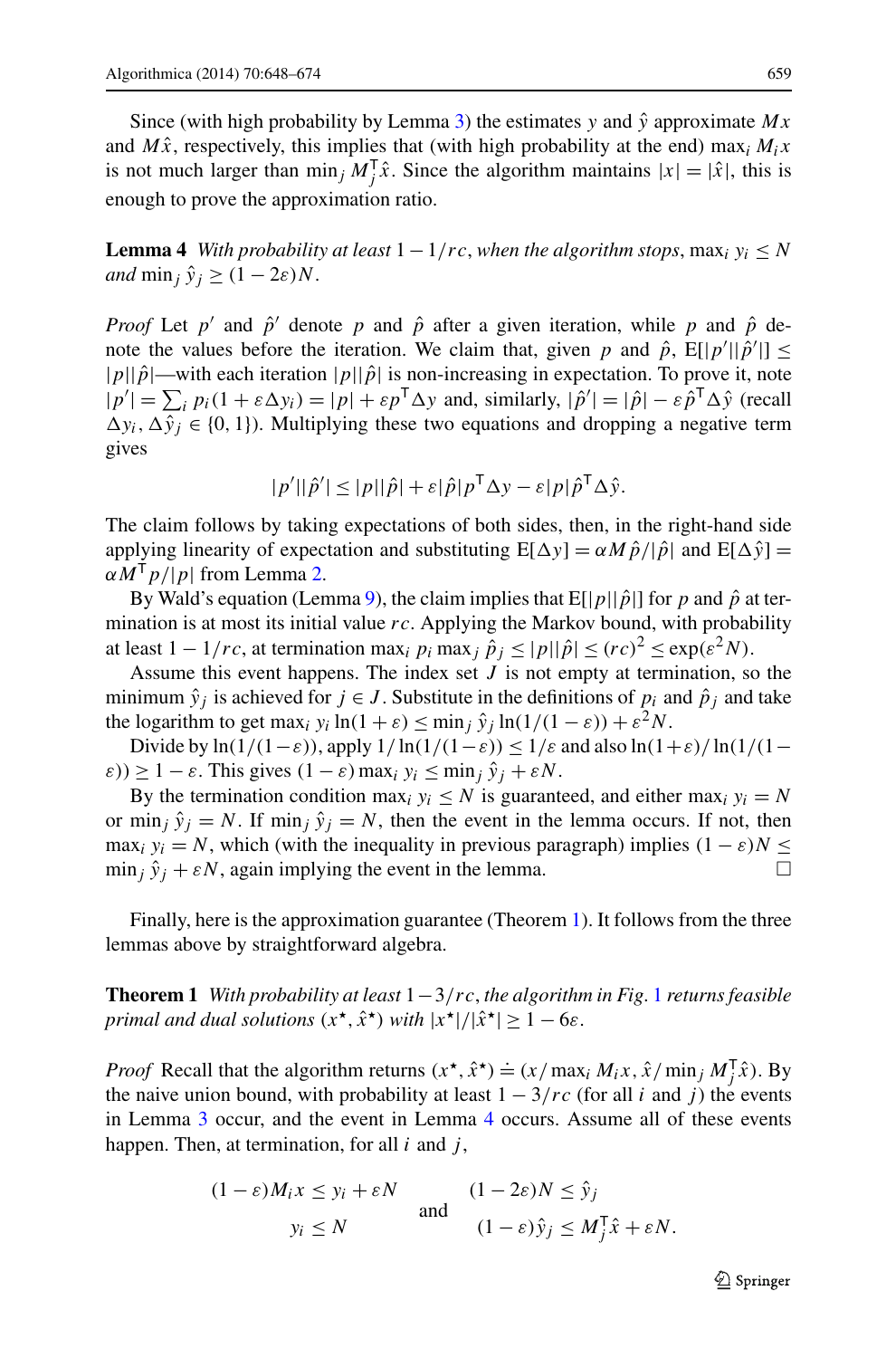Since (with high probability by Lemma 3) the estimates $y$ and $\hat{y}$ approximate $Mx$ and $M\hat{x}$, respectively, this implies that (with high probability at the end) $\max_i M_i x$ is not much larger than $\min_j M_j^{\mathsf{T}} \hat{x}$. Since the algorithm maintains $|x| = |\hat{x}|$, this is enough to prove the approximation ratio.

**Lemma 4** *With probability at least* $1 - 1/rc$, *when the algorithm stops*, $\max_i y_i \leq N$ *and* $\min_j \hat{y}_j \geq (1 - 2\varepsilon)N$.

*Proof* Let $p'$ and $\hat{p}'$ denote $p$ and $\hat{p}$ after a given iteration, while $p$ and $\hat{p}$ denote the values before the iteration. We claim that, given $p$ and $\hat{p}$, $\mathrm{E}[|p'||\hat{p}'|] \leq |p||\hat{p}|$—with each iteration $|p||\hat{p}|$ is non-increasing in expectation. To prove it, note $|p'| = \sum_i p_i(1 + \varepsilon \Delta y_i) = |p| + \varepsilon p^{\mathsf{T}} \Delta y$ and, similarly, $|\hat{p}'| = |\hat{p}| - \varepsilon \hat{p}^{\mathsf{T}} \Delta \hat{y}$ (recall $\Delta y_i, \Delta \hat{y}_j \in \{0, 1\}$). Multiplying these two equations and dropping a negative term gives

$$|p'||\hat{p}'| \leq |p||\hat{p}| + \varepsilon |\hat{p}| p^{\mathsf{T}} \Delta y - \varepsilon |p| \hat{p}^{\mathsf{T}} \Delta \hat{y}.$$

The claim follows by taking expectations of both sides, then, in the right-hand side applying linearity of expectation and substituting $\mathrm{E}[\Delta y] = \alpha M \hat{p}/|\hat{p}|$ and $\mathrm{E}[\Delta \hat{y}] = \alpha M^{\mathsf{T}} p/|p|$ from Lemma 2.

By Wald's equation (Lemma 9), the claim implies that $\mathrm{E}[|p||\hat{p}|]$ for $p$ and $\hat{p}$ at termination is at most its initial value $rc$. Applying the Markov bound, with probability at least $1 - 1/rc$, at termination $\max_i p_i \max_j \hat{p}_j \leq |p||\hat{p}| \leq (rc)^2 \leq \exp(\varepsilon^2 N)$.

Assume this event happens. The index set $J$ is not empty at termination, so the minimum $\hat{y}_j$ is achieved for $j \in J$. Substitute in the definitions of $p_i$ and $\hat{p}_j$ and take the logarithm to get $\max_i y_i \ln(1 + \varepsilon) \leq \min_j \hat{y}_j \ln(1/(1 - \varepsilon)) + \varepsilon^2 N$.

Divide by $\ln(1/(1-\varepsilon))$, apply $1/\ln(1/(1-\varepsilon)) \leq 1/\varepsilon$ and also $\ln(1+\varepsilon)/\ln(1/(1-\varepsilon)) \geq 1 - \varepsilon$. This gives $(1 - \varepsilon) \max_i y_i \leq \min_j \hat{y}_j + \varepsilon N$.

By the termination condition $\max_i y_i \leq N$ is guaranteed, and either $\max_i y_i = N$ or $\min_j \hat{y}_j = N$. If $\min_j \hat{y}_j = N$, then the event in the lemma occurs. If not, then $\max_i y_i = N$, which (with the inequality in previous paragraph) implies $(1 - \varepsilon)N \leq \min_j \hat{y}_j + \varepsilon N$, again implying the event in the lemma. □

Finally, here is the approximation guarantee (Theorem 1). It follows from the three lemmas above by straightforward algebra.

**Theorem 1** *With probability at least* $1 - 3/rc$, *the algorithm in Fig. 1 returns feasible primal and dual solutions* $(x^\star, \hat{x}^\star)$ *with* $|x^\star|/|\hat{x}^\star| \geq 1 - 6\varepsilon$.

*Proof* Recall that the algorithm returns $(x^\star, \hat{x}^\star) \doteq (x/\max_i M_i x, \hat{x}/\min_j M_j^{\mathsf{T}} \hat{x})$. By the naive union bound, with probability at least $1 - 3/rc$ (for all $i$ and $j$) the events in Lemma 3 occur, and the event in Lemma 4 occurs. Assume all of these events happen. Then, at termination, for all $i$ and $j$,

$$\begin{aligned} (1 - \varepsilon) M_i x &\leq y_i + \varepsilon N \\ y_i &\leq N \end{aligned} \qquad \text{and} \qquad \begin{aligned} (1 - 2\varepsilon)N &\leq \hat{y}_j \\ (1 - \varepsilon)\hat{y}_j &\leq M_j^{\mathsf{T}} \hat{x} + \varepsilon N. \end{aligned}$$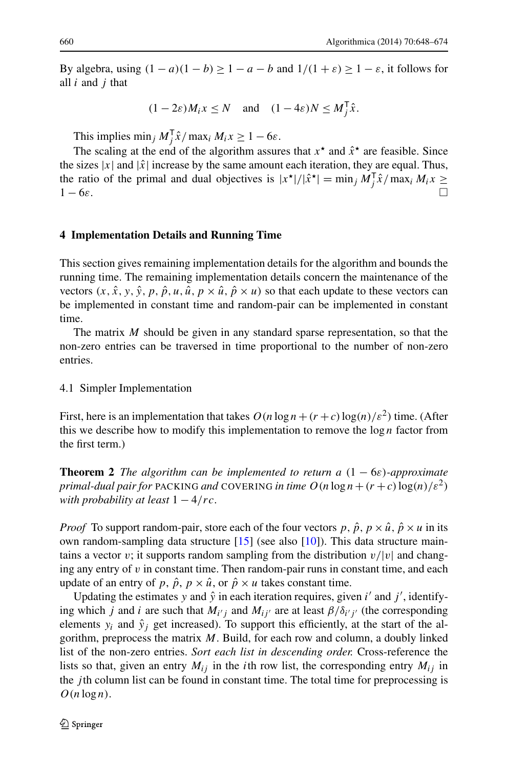By algebra, using $(1-a)(1-b) \geq 1-a-b$ and $1/(1+\varepsilon) \geq 1-\varepsilon$, it follows for all $i$ and $j$ that

$$(1-2\varepsilon)M_i x \leq N \quad \text{and} \quad (1-4\varepsilon)N \leq M_j^{\mathsf{T}}\hat{x}.$$

This implies $\min_j M_j^{\mathsf{T}}\hat{x}/\max_i M_i x \geq 1-6\varepsilon$.

The scaling at the end of the algorithm assures that $x^\star$ and $\hat{x}^\star$ are feasible. Since the sizes $|x|$ and $|\hat{x}|$ increase by the same amount each iteration, they are equal. Thus, the ratio of the primal and dual objectives is $|x^\star|/|\hat{x}^\star| = \min_j M_j^{\mathsf{T}}\hat{x}/\max_i M_i x \geq 1-6\varepsilon$. □

## 4 Implementation Details and Running Time

This section gives remaining implementation details for the algorithm and bounds the running time. The remaining implementation details concern the maintenance of the vectors $(x, \hat{x}, y, \hat{y}, p, \hat{p}, u, \hat{u}, p \times \hat{u}, \hat{p} \times u)$ so that each update to these vectors can be implemented in constant time and random-pair can be implemented in constant time.

The matrix $M$ should be given in any standard sparse representation, so that the non-zero entries can be traversed in time proportional to the number of non-zero entries.

### 4.1 Simpler Implementation

First, here is an implementation that takes $O(n \log n + (r+c)\log(n)/\varepsilon^2)$ time. (After this we describe how to modify this implementation to remove the $\log n$ factor from the first term.)

**Theorem 2** *The algorithm can be implemented to return a* $(1-6\varepsilon)$*-approximate primal-dual pair for* PACKING *and* COVERING *in time* $O(n \log n + (r+c)\log(n)/\varepsilon^2)$ *with probability at least* $1 - 4/rc$.

*Proof* To support random-pair, store each of the four vectors $p$, $\hat{p}$, $p \times \hat{u}$, $\hat{p} \times u$ in its own random-sampling data structure [15] (see also [10]). This data structure maintains a vector $v$; it supports random sampling from the distribution $v/|v|$ and changing any entry of $v$ in constant time. Then random-pair runs in constant time, and each update of an entry of $p$, $\hat{p}$, $p \times \hat{u}$, or $\hat{p} \times u$ takes constant time.

Updating the estimates $y$ and $\hat{y}$ in each iteration requires, given $i'$ and $j'$, identifying which $j$ and $i$ are such that $M_{i'j}$ and $M_{ij'}$ are at least $\beta/\delta_{i'j'}$ (the corresponding elements $y_i$ and $\hat{y}_j$ get increased). To support this efficiently, at the start of the algorithm, preprocess the matrix $M$. Build, for each row and column, a doubly linked list of the non-zero entries. *Sort each list in descending order.* Cross-reference the lists so that, given an entry $M_{ij}$ in the $i$th row list, the corresponding entry $M_{ij}$ in the $j$th column list can be found in constant time. The total time for preprocessing is $O(n \log n)$.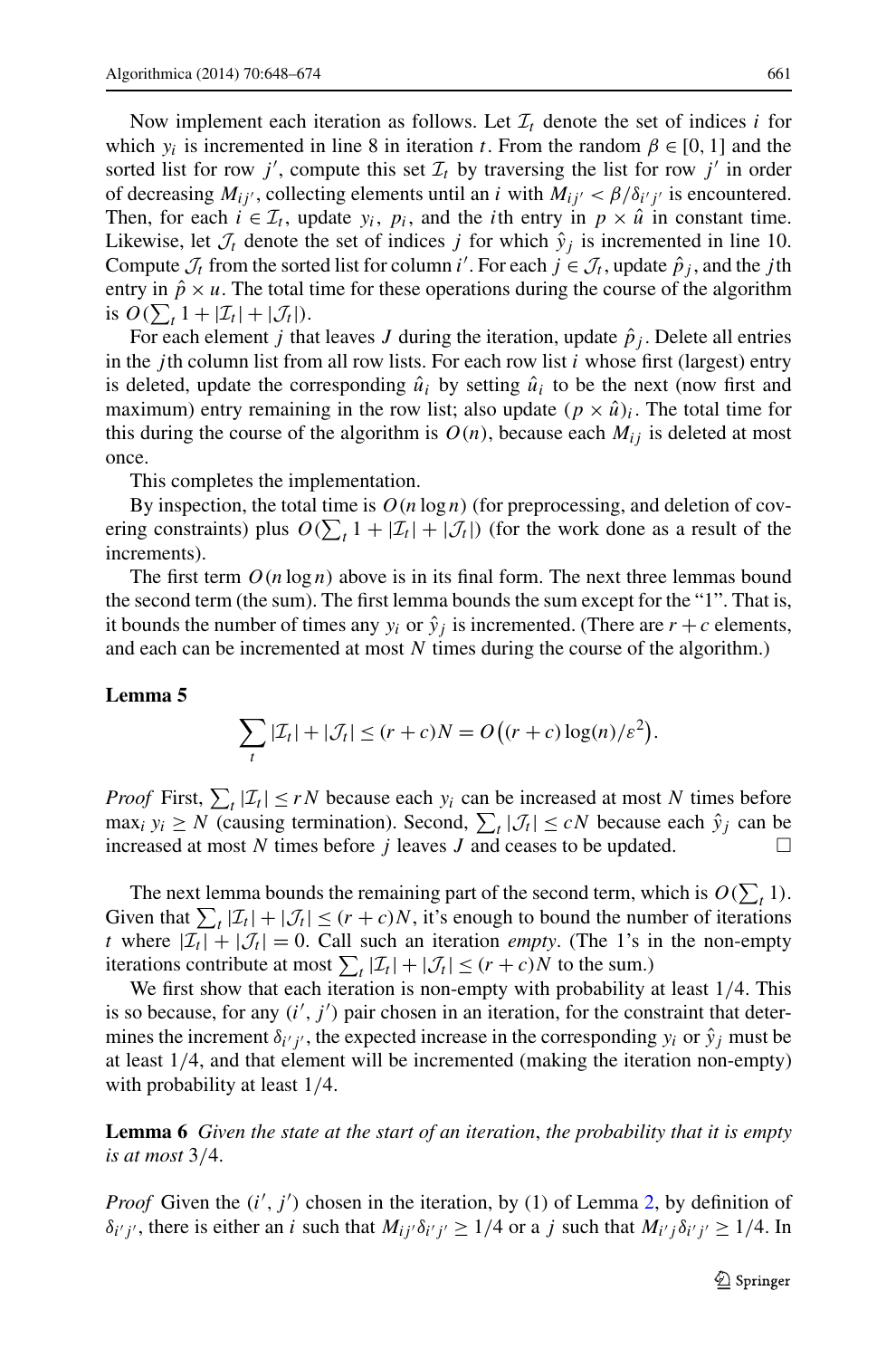Now implement each iteration as follows. Let $\mathcal{I}_t$ denote the set of indices $i$ for which $y_i$ is incremented in line 8 in iteration $t$. From the random $\beta \in [0,1]$ and the sorted list for row $j'$, compute this set $\mathcal{I}_t$ by traversing the list for row $j'$ in order of decreasing $M_{ij'}$, collecting elements until an $i$ with $M_{ij'} < \beta/\delta_{i'j'}$ is encountered. Then, for each $i \in \mathcal{I}_t$, update $y_i$, $p_i$, and the $i$th entry in $p \times \hat{u}$ in constant time. Likewise, let $\mathcal{J}_t$ denote the set of indices $j$ for which $\hat{y}_j$ is incremented in line 10. Compute $\mathcal{J}_t$ from the sorted list for column $i'$. For each $j \in \mathcal{J}_t$, update $\hat{p}_j$, and the $j$th entry in $\hat{p} \times u$. The total time for these operations during the course of the algorithm is $O(\sum_t 1 + |\mathcal{I}_t| + |\mathcal{J}_t|)$.

For each element $j$ that leaves $J$ during the iteration, update $\hat{p}_j$. Delete all entries in the $j$th column list from all row lists. For each row list $i$ whose first (largest) entry is deleted, update the corresponding $\hat{u}_i$ by setting $\hat{u}_i$ to be the next (now first and maximum) entry remaining in the row list; also update $(p \times \hat{u})_i$. The total time for this during the course of the algorithm is $O(n)$, because each $M_{ij}$ is deleted at most once.

This completes the implementation.

By inspection, the total time is $O(n \log n)$ (for preprocessing, and deletion of covering constraints) plus $O(\sum_t 1 + |\mathcal{I}_t| + |\mathcal{J}_t|)$ (for the work done as a result of the increments).

The first term $O(n \log n)$ above is in its final form. The next three lemmas bound the second term (the sum). The first lemma bounds the sum except for the "1". That is, it bounds the number of times any $y_i$ or $\hat{y}_j$ is incremented. (There are $r + c$ elements, and each can be incremented at most $N$ times during the course of the algorithm.)

**Lemma 5**

$$\sum_t |\mathcal{I}_t| + |\mathcal{J}_t| \le (r+c)N = O\big((r+c)\log(n)/\varepsilon^2\big).$$

*Proof* First, $\sum_t |\mathcal{I}_t| \le rN$ because each $y_i$ can be increased at most $N$ times before $\max_i y_i \ge N$ (causing termination). Second, $\sum_t |\mathcal{J}_t| \le cN$ because each $\hat{y}_j$ can be increased at most $N$ times before $j$ leaves $J$ and ceases to be updated. □

The next lemma bounds the remaining part of the second term, which is $O(\sum_t 1)$. Given that $\sum_t |\mathcal{I}_t| + |\mathcal{J}_t| \le (r+c)N$, it's enough to bound the number of iterations $t$ where $|\mathcal{I}_t| + |\mathcal{J}_t| = 0$. Call such an iteration *empty*. (The 1's in the non-empty iterations contribute at most $\sum_t |\mathcal{I}_t| + |\mathcal{J}_t| \le (r+c)N$ to the sum.)

We first show that each iteration is non-empty with probability at least $1/4$. This is so because, for any $(i', j')$ pair chosen in an iteration, for the constraint that determines the increment $\delta_{i'j'}$, the expected increase in the corresponding $y_i$ or $\hat{y}_j$ must be at least $1/4$, and that element will be incremented (making the iteration non-empty) with probability at least $1/4$.

**Lemma 6** *Given the state at the start of an iteration, the probability that it is empty is at most* $3/4$.

*Proof* Given the $(i', j')$ chosen in the iteration, by (1) of Lemma 2, by definition of $\delta_{i'j'}$, there is either an $i$ such that $M_{ij'}\delta_{i'j'} \ge 1/4$ or a $j$ such that $M_{i'j}\delta_{i'j'} \ge 1/4$. In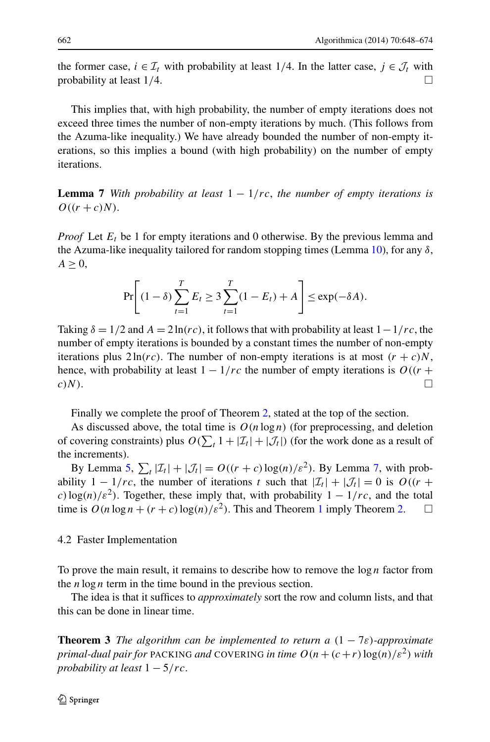the former case, $i \in \mathcal{I}_t$ with probability at least 1/4. In the latter case, $j \in \mathcal{J}_t$ with probability at least 1/4. □

This implies that, with high probability, the number of empty iterations does not exceed three times the number of non-empty iterations by much. (This follows from the Azuma-like inequality.) We have already bounded the number of non-empty iterations, so this implies a bound (with high probability) on the number of empty iterations.

**Lemma 7** *With probability at least $1 - 1/rc$, the number of empty iterations is $O((r + c)N)$.*

*Proof* Let $E_t$ be 1 for empty iterations and 0 otherwise. By the previous lemma and the Azuma-like inequality tailored for random stopping times (Lemma 10), for any $\delta$, $A \geq 0$,

$$\Pr\left[ (1-\delta) \sum_{t=1}^{T} E_t \geq 3 \sum_{t=1}^{T} (1 - E_t) + A \right] \leq \exp(-\delta A).$$

Taking $\delta = 1/2$ and $A = 2\ln(rc)$, it follows that with probability at least $1 - 1/rc$, the number of empty iterations is bounded by a constant times the number of non-empty iterations plus $2\ln(rc)$. The number of non-empty iterations is at most $(r + c)N$, hence, with probability at least $1 - 1/rc$ the number of empty iterations is $O((r + c)N)$. □

Finally we complete the proof of Theorem 2, stated at the top of the section.

As discussed above, the total time is $O(n \log n)$ (for preprocessing, and deletion of covering constraints) plus $O(\sum_t 1 + |\mathcal{I}_t| + |\mathcal{J}_t|)$ (for the work done as a result of the increments).

By Lemma 5, $\sum_t |\mathcal{I}_t| + |\mathcal{J}_t| = O((r + c)\log(n)/\varepsilon^2)$. By Lemma 7, with probability $1 - 1/rc$, the number of iterations $t$ such that $|\mathcal{I}_t| + |\mathcal{J}_t| = 0$ is $O((r + c)\log(n)/\varepsilon^2)$. Together, these imply that, with probability $1 - 1/rc$, and the total time is $O(n \log n + (r + c)\log(n)/\varepsilon^2)$. This and Theorem 1 imply Theorem 2. □

### 4.2 Faster Implementation

To prove the main result, it remains to describe how to remove the $\log n$ factor from the $n \log n$ term in the time bound in the previous section.

The idea is that it suffices to *approximately* sort the row and column lists, and that this can be done in linear time.

**Theorem 3** *The algorithm can be implemented to return a $(1 - 7\varepsilon)$-approximate primal-dual pair for* PACKING *and* COVERING *in time $O(n + (c + r)\log(n)/\varepsilon^2)$ with probability at least $1 - 5/rc$.*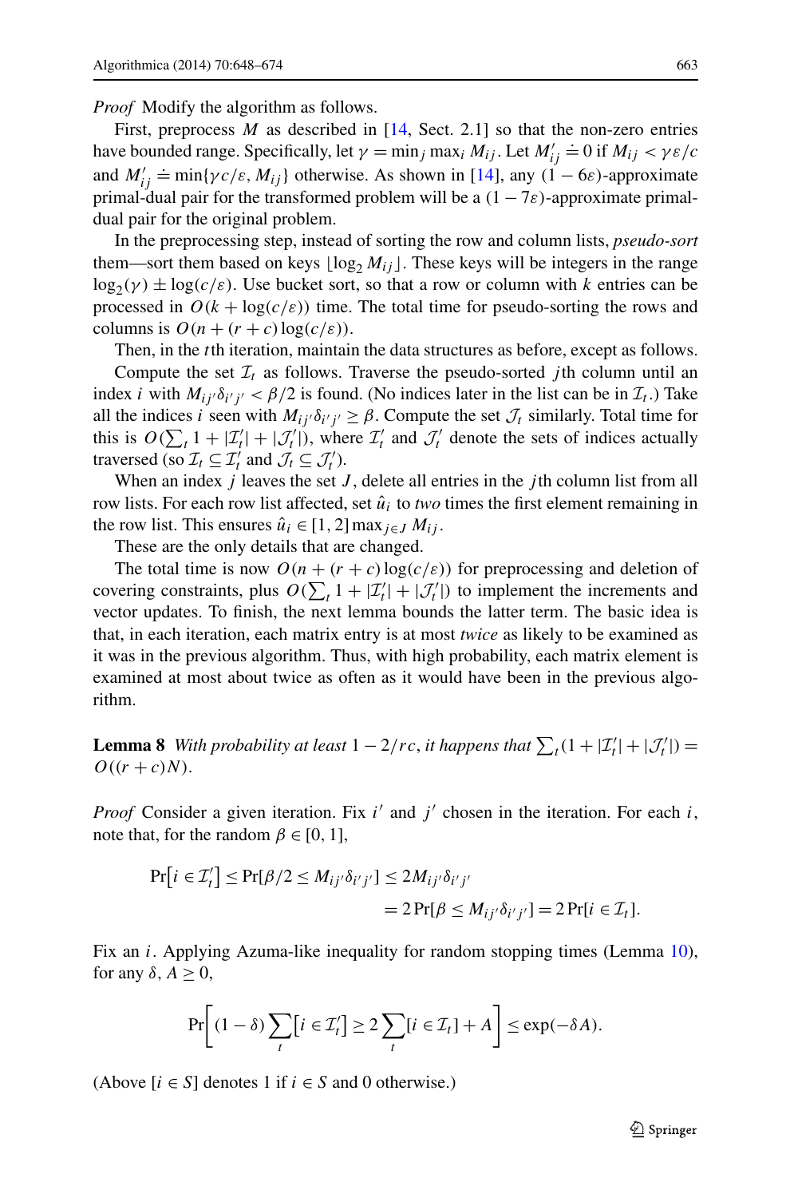*Proof* Modify the algorithm as follows.

First, preprocess $M$ as described in [14, Sect. 2.1] so that the non-zero entries have bounded range. Specifically, let $\gamma = \min_j \max_i M_{ij}$. Let $M'_{ij} \doteq 0$ if $M_{ij} < \gamma\varepsilon/c$ and $M'_{ij} \doteq \min\{\gamma c/\varepsilon, M_{ij}\}$ otherwise. As shown in [14], any $(1-6\varepsilon)$-approximate primal-dual pair for the transformed problem will be a $(1-7\varepsilon)$-approximate primal-dual pair for the original problem.

In the preprocessing step, instead of sorting the row and column lists, *pseudo-sort* them—sort them based on keys $\lfloor \log_2 M_{ij} \rfloor$. These keys will be integers in the range $\log_2(\gamma) \pm \log(c/\varepsilon)$. Use bucket sort, so that a row or column with $k$ entries can be processed in $O(k + \log(c/\varepsilon))$ time. The total time for pseudo-sorting the rows and columns is $O(n + (r+c)\log(c/\varepsilon))$.

Then, in the $t$th iteration, maintain the data structures as before, except as follows.

Compute the set $\mathcal{I}_t$ as follows. Traverse the pseudo-sorted $j$th column until an index $i$ with $M_{ij'}\delta_{i'j'} < \beta/2$ is found. (No indices later in the list can be in $\mathcal{I}_t$.) Take all the indices $i$ seen with $M_{ij'}\delta_{i'j'} \geq \beta$. Compute the set $\mathcal{J}_t$ similarly. Total time for this is $O(\sum_t 1 + |\mathcal{I}'_t| + |\mathcal{J}'_t|)$, where $\mathcal{I}'_t$ and $\mathcal{J}'_t$ denote the sets of indices actually traversed (so $\mathcal{I}_t \subseteq \mathcal{I}'_t$ and $\mathcal{J}_t \subseteq \mathcal{J}'_t$).

When an index $j$ leaves the set $J$, delete all entries in the $j$th column list from all row lists. For each row list affected, set $\hat{u}_i$ to *two* times the first element remaining in the row list. This ensures $\hat{u}_i \in [1, 2]\max_{j \in J} M_{ij}$.

These are the only details that are changed.

The total time is now $O(n + (r+c)\log(c/\varepsilon))$ for preprocessing and deletion of covering constraints, plus $O(\sum_t 1 + |\mathcal{I}'_t| + |\mathcal{J}'_t|)$ to implement the increments and vector updates. To finish, the next lemma bounds the latter term. The basic idea is that, in each iteration, each matrix entry is at most *twice* as likely to be examined as it was in the previous algorithm. Thus, with high probability, each matrix element is examined at most about twice as often as it would have been in the previous algorithm.

**Lemma 8** *With probability at least* $1 - 2/rc$, *it happens that* $\sum_t (1 + |\mathcal{I}'_t| + |\mathcal{J}'_t|) = O((r+c)N)$.

*Proof* Consider a given iteration. Fix $i'$ and $j'$ chosen in the iteration. For each $i$, note that, for the random $\beta \in [0, 1]$,

$$
\begin{aligned}
\Pr\big[i \in \mathcal{I}'_t\big] \leq \Pr[\beta/2 \leq M_{ij'}\delta_{i'j'}] &\leq 2M_{ij'}\delta_{i'j'} \\
&= 2\Pr[\beta \leq M_{ij'}\delta_{i'j'}] = 2\Pr[i \in \mathcal{I}_t].
\end{aligned}
$$

Fix an $i$. Applying Azuma-like inequality for random stopping times (Lemma 10), for any $\delta, A \geq 0$,

$$
\Pr\left[(1-\delta)\sum_t \big[i \in \mathcal{I}'_t\big] \geq 2\sum_t [i \in \mathcal{I}_t] + A\right] \leq \exp(-\delta A).
$$

(Above $[i \in S]$ denotes 1 if $i \in S$ and 0 otherwise.)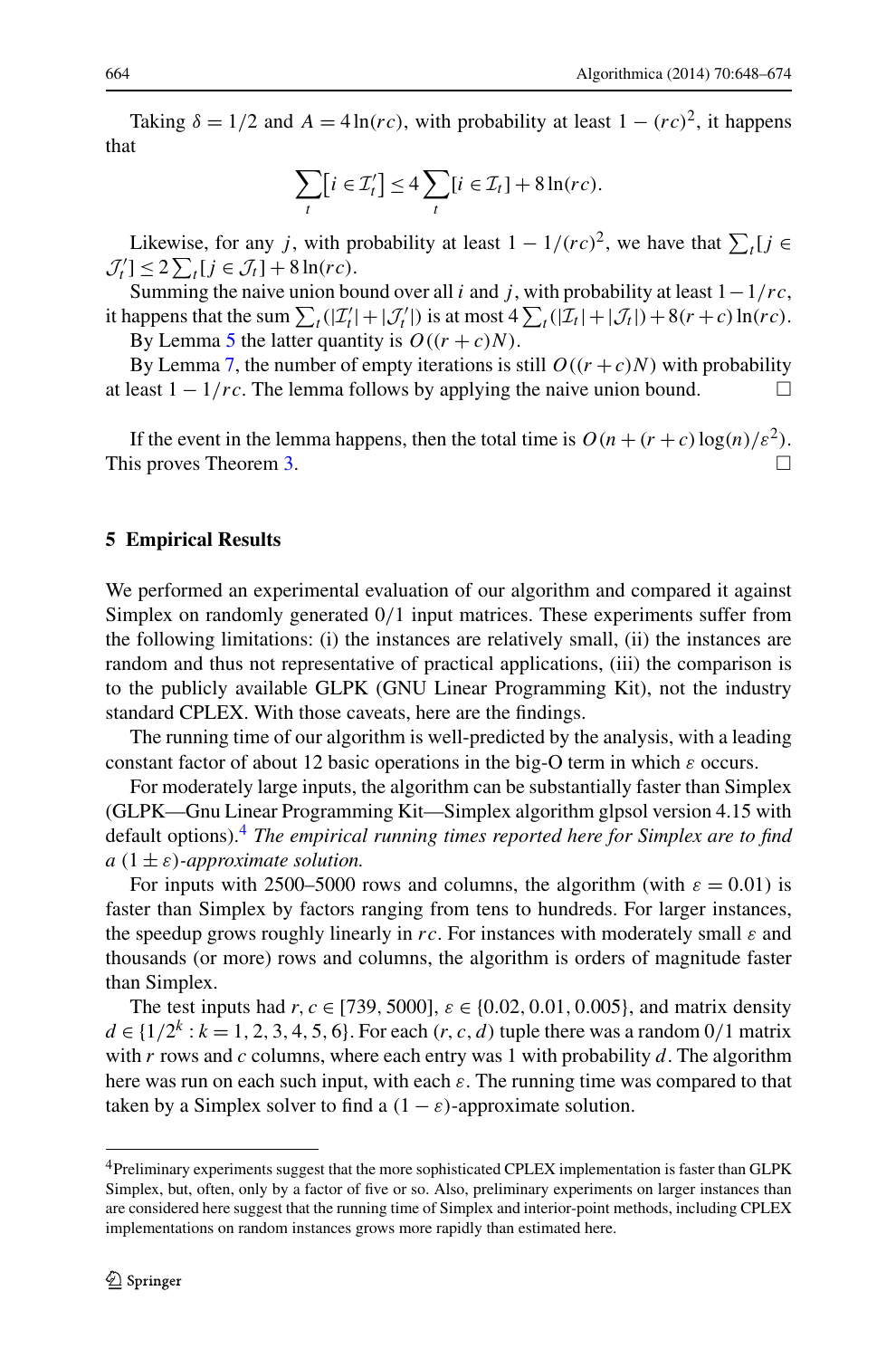Taking $\delta = 1/2$ and $A = 4\ln(rc)$, with probability at least $1 - (rc)^2$, it happens that

$$\sum_t [i \in \mathcal{I}'_t] \le 4 \sum_t [i \in \mathcal{I}_t] + 8\ln(rc).$$

Likewise, for any $j$, with probability at least $1 - 1/(rc)^2$, we have that $\sum_t [j \in \mathcal{J}'_t] \le 2 \sum_t [j \in \mathcal{J}_t] + 8\ln(rc)$.

Summing the naive union bound over all $i$ and $j$, with probability at least $1 - 1/rc$, it happens that the sum $\sum_t (|\mathcal{I}'_t| + |\mathcal{J}'_t|)$ is at most $4\sum_t (|\mathcal{I}_t| + |\mathcal{J}_t|) + 8(r+c)\ln(rc)$. By Lemma 5 the latter quantity is $O((r+c)N)$.

By Lemma 7, the number of empty iterations is still $O((r+c)N)$ with probability at least $1 - 1/rc$. The lemma follows by applying the naive union bound. □

If the event in the lemma happens, then the total time is $O(n + (r+c)\log(n)/\varepsilon^2)$. This proves Theorem 3. □

## 5 Empirical Results

We performed an experimental evaluation of our algorithm and compared it against Simplex on randomly generated 0/1 input matrices. These experiments suffer from the following limitations: (i) the instances are relatively small, (ii) the instances are random and thus not representative of practical applications, (iii) the comparison is to the publicly available GLPK (GNU Linear Programming Kit), not the industry standard CPLEX. With those caveats, here are the findings.

The running time of our algorithm is well-predicted by the analysis, with a leading constant factor of about 12 basic operations in the big-O term in which $\varepsilon$ occurs.

For moderately large inputs, the algorithm can be substantially faster than Simplex (GLPK—Gnu Linear Programming Kit—Simplex algorithm glpsol version 4.15 with default options).[4] *The empirical running times reported here for Simplex are to find a* $(1 \pm \varepsilon)$*-approximate solution.*

For inputs with 2500–5000 rows and columns, the algorithm (with $\varepsilon = 0.01$) is faster than Simplex by factors ranging from tens to hundreds. For larger instances, the speedup grows roughly linearly in $rc$. For instances with moderately small $\varepsilon$ and thousands (or more) rows and columns, the algorithm is orders of magnitude faster than Simplex.

The test inputs had $r, c \in [739, 5000]$, $\varepsilon \in \{0.02, 0.01, 0.005\}$, and matrix density $d \in \{1/2^k : k = 1, 2, 3, 4, 5, 6\}$. For each $(r, c, d)$ tuple there was a random 0/1 matrix with $r$ rows and $c$ columns, where each entry was 1 with probability $d$. The algorithm here was run on each such input, with each $\varepsilon$. The running time was compared to that taken by a Simplex solver to find a $(1 - \varepsilon)$-approximate solution.

[4] Preliminary experiments suggest that the more sophisticated CPLEX implementation is faster than GLPK Simplex, but, often, only by a factor of five or so. Also, preliminary experiments on larger instances than are considered here suggest that the running time of Simplex and interior-point methods, including CPLEX implementations on random instances grows more rapidly than estimated here.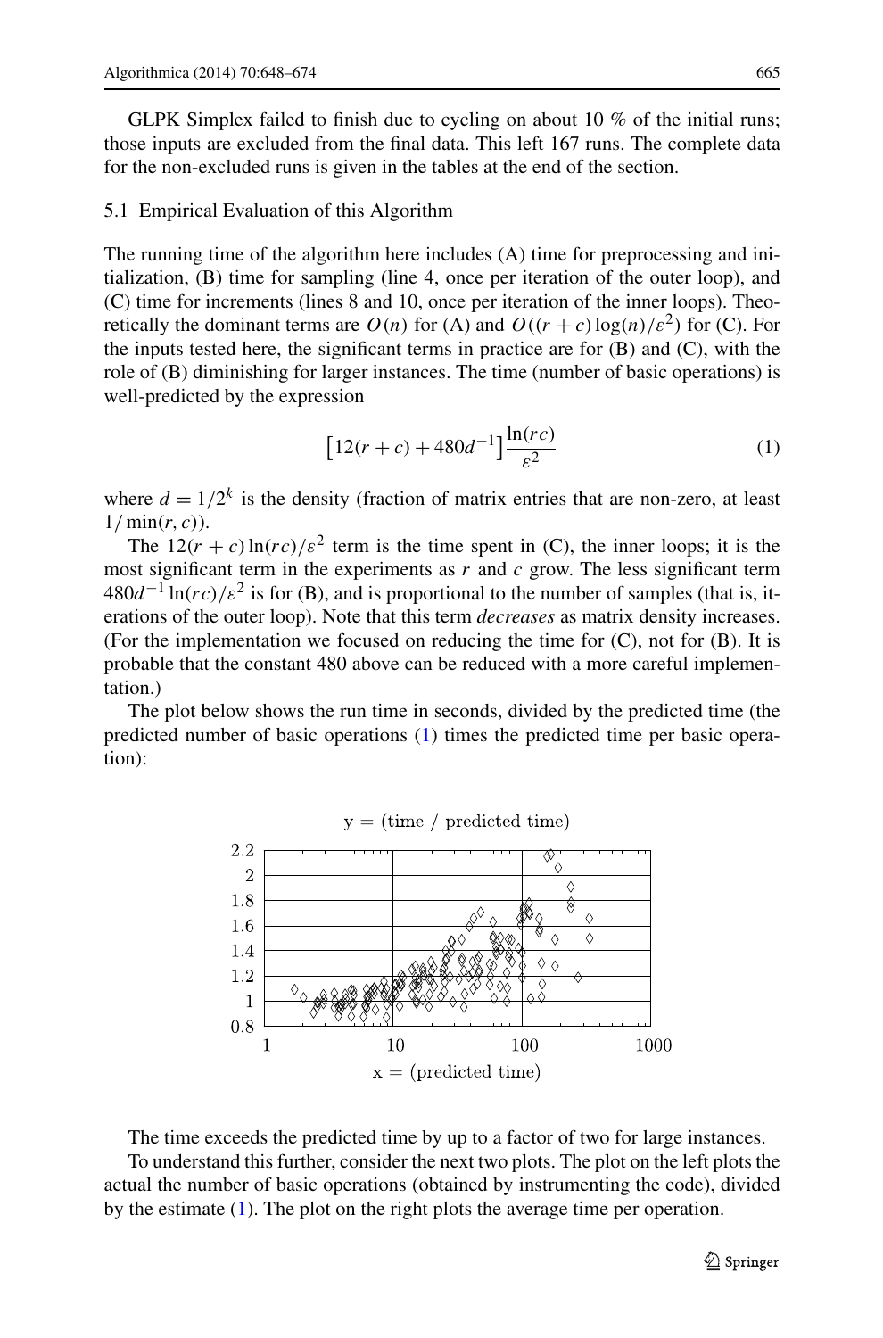GLPK Simplex failed to finish due to cycling on about 10 % of the initial runs; those inputs are excluded from the final data. This left 167 runs. The complete data for the non-excluded runs is given in the tables at the end of the section.

### 5.1 Empirical Evaluation of this Algorithm

The running time of the algorithm here includes (A) time for preprocessing and initialization, (B) time for sampling (line 4, once per iteration of the outer loop), and (C) time for increments (lines 8 and 10, once per iteration of the inner loops). Theoretically the dominant terms are $O(n)$ for (A) and $O((r+c)\log(n)/\varepsilon^2)$ for (C). For the inputs tested here, the significant terms in practice are for (B) and (C), with the role of (B) diminishing for larger instances. The time (number of basic operations) is well-predicted by the expression

$$\left[12(r+c) + 480d^{-1}\right]\frac{\ln(rc)}{\varepsilon^2} \tag{1}$$

where $d = 1/2^k$ is the density (fraction of matrix entries that are non-zero, at least $1/\min(r,c)$).

The $12(r+c)\ln(rc)/\varepsilon^2$ term is the time spent in (C), the inner loops; it is the most significant term in the experiments as $r$ and $c$ grow. The less significant term $480d^{-1}\ln(rc)/\varepsilon^2$ is for (B), and is proportional to the number of samples (that is, iterations of the outer loop). Note that this term *decreases* as matrix density increases. (For the implementation we focused on reducing the time for (C), not for (B). It is probable that the constant 480 above can be reduced with a more careful implementation.)

The plot below shows the run time in seconds, divided by the predicted time (the predicted number of basic operations (1) times the predicted time per basic operation):

y = (time / predicted time)

x = (predicted time)

The time exceeds the predicted time by up to a factor of two for large instances.

To understand this further, consider the next two plots. The plot on the left plots the actual the number of basic operations (obtained by instrumenting the code), divided by the estimate (1). The plot on the right plots the average time per operation.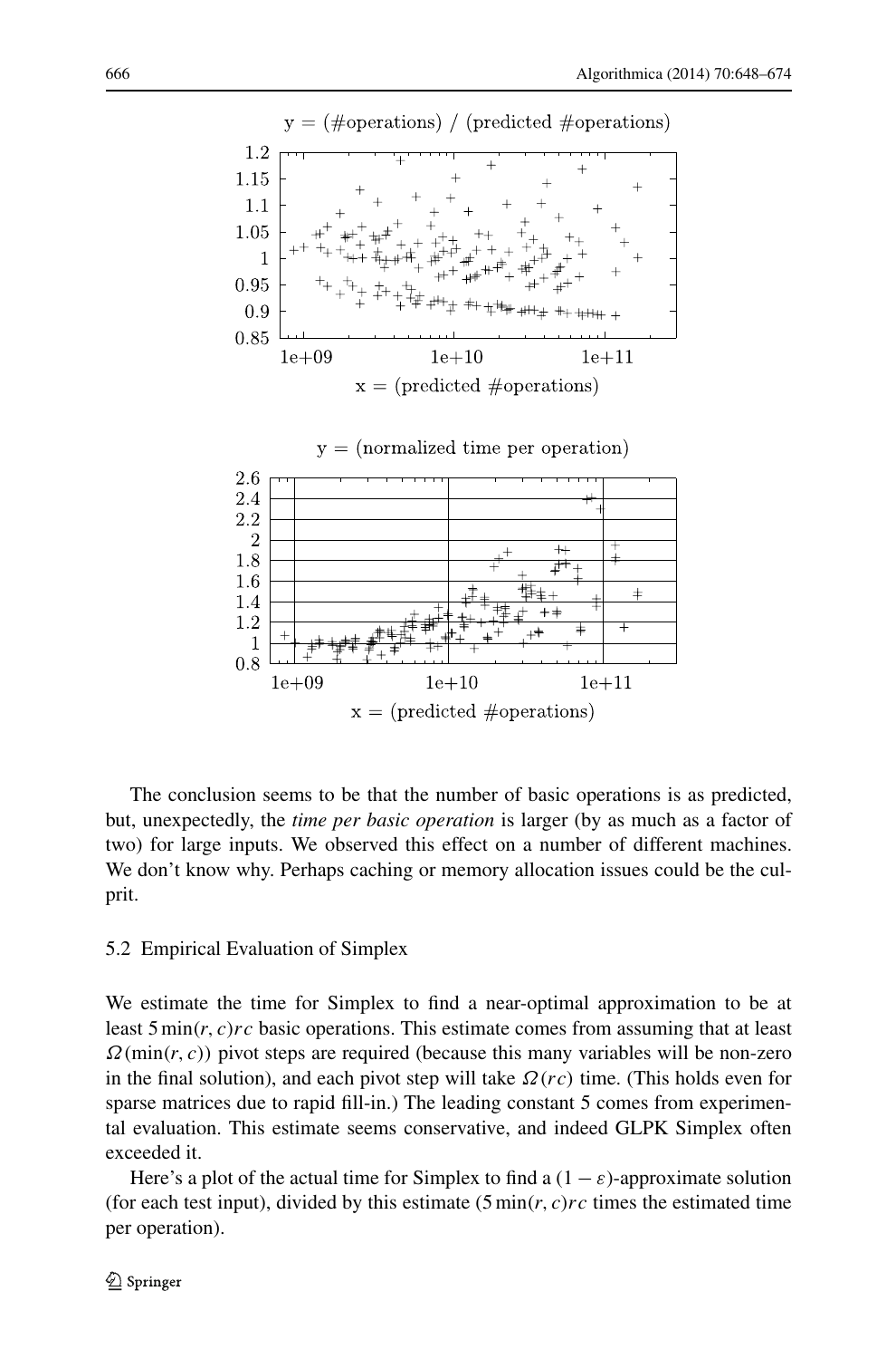The conclusion seems to be that the number of basic operations is as predicted, but, unexpectedly, the *time per basic operation* is larger (by as much as a factor of two) for large inputs. We observed this effect on a number of different machines. We don't know why. Perhaps caching or memory allocation issues could be the culprit.

### 5.2 Empirical Evaluation of Simplex

We estimate the time for Simplex to find a near-optimal approximation to be at least $5\min(r,c)rc$ basic operations. This estimate comes from assuming that at least $\Omega(\min(r,c))$ pivot steps are required (because this many variables will be non-zero in the final solution), and each pivot step will take $\Omega(rc)$ time. (This holds even for sparse matrices due to rapid fill-in.) The leading constant 5 comes from experimental evaluation. This estimate seems conservative, and indeed GLPK Simplex often exceeded it.

Here's a plot of the actual time for Simplex to find a $(1-\varepsilon)$-approximate solution (for each test input), divided by this estimate ($5\min(r,c)rc$ times the estimated time per operation).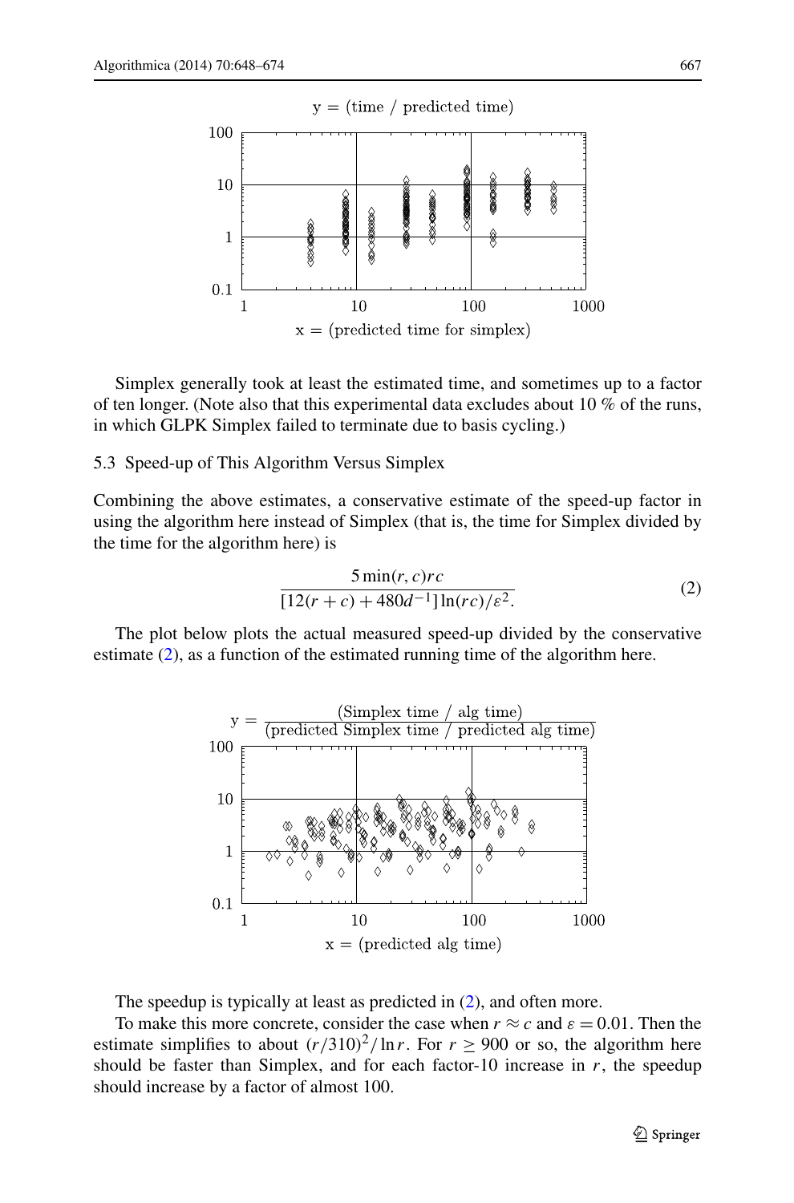Simplex generally took at least the estimated time, and sometimes up to a factor of ten longer. (Note also that this experimental data excludes about 10 % of the runs, in which GLPK Simplex failed to terminate due to basis cycling.)

### 5.3 Speed-up of This Algorithm Versus Simplex

Combining the above estimates, a conservative estimate of the speed-up factor in using the algorithm here instead of Simplex (that is, the time for Simplex divided by the time for the algorithm here) is

$$\frac{5\min(r,c)rc}{[12(r+c)+480d^{-1}]\ln(rc)/\varepsilon^2.} \tag{2}$$

The plot below plots the actual measured speed-up divided by the conservative estimate (2), as a function of the estimated running time of the algorithm here.

The speedup is typically at least as predicted in (2), and often more.

To make this more concrete, consider the case when $r \approx c$ and $\varepsilon = 0.01$. Then the estimate simplifies to about $(r/310)^2/\ln r$. For $r \geq 900$ or so, the algorithm here should be faster than Simplex, and for each factor-10 increase in $r$, the speedup should increase by a factor of almost 100.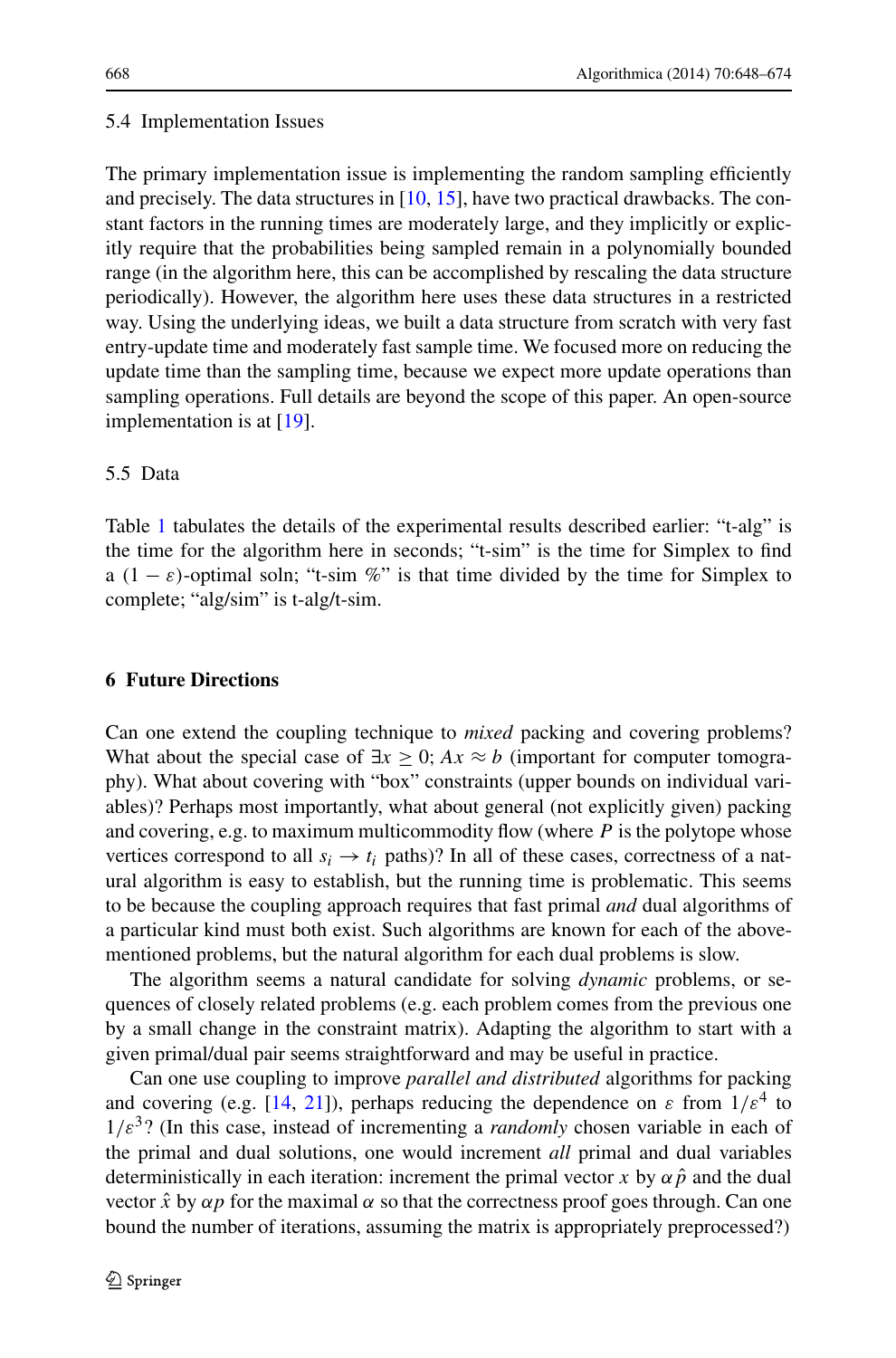### 5.4 Implementation Issues

The primary implementation issue is implementing the random sampling efficiently and precisely. The data structures in [10, 15], have two practical drawbacks. The constant factors in the running times are moderately large, and they implicitly or explicitly require that the probabilities being sampled remain in a polynomially bounded range (in the algorithm here, this can be accomplished by rescaling the data structure periodically). However, the algorithm here uses these data structures in a restricted way. Using the underlying ideas, we built a data structure from scratch with very fast entry-update time and moderately fast sample time. We focused more on reducing the update time than the sampling time, because we expect more update operations than sampling operations. Full details are beyond the scope of this paper. An open-source implementation is at [19].

### 5.5 Data

Table 1 tabulates the details of the experimental results described earlier: "t-alg" is the time for the algorithm here in seconds; "t-sim" is the time for Simplex to find a $(1-\varepsilon)$-optimal soln; "t-sim %" is that time divided by the time for Simplex to complete; "alg/sim" is t-alg/t-sim.

## 6 Future Directions

Can one extend the coupling technique to *mixed* packing and covering problems? What about the special case of $\exists x \geq 0$; $Ax \approx b$ (important for computer tomography). What about covering with "box" constraints (upper bounds on individual variables)? Perhaps most importantly, what about general (not explicitly given) packing and covering, e.g. to maximum multicommodity flow (where $P$ is the polytope whose vertices correspond to all $s_i \to t_i$ paths)? In all of these cases, correctness of a natural algorithm is easy to establish, but the running time is problematic. This seems to be because the coupling approach requires that fast primal *and* dual algorithms of a particular kind must both exist. Such algorithms are known for each of the above-mentioned problems, but the natural algorithm for each dual problems is slow.

The algorithm seems a natural candidate for solving *dynamic* problems, or sequences of closely related problems (e.g. each problem comes from the previous one by a small change in the constraint matrix). Adapting the algorithm to start with a given primal/dual pair seems straightforward and may be useful in practice.

Can one use coupling to improve *parallel and distributed* algorithms for packing and covering (e.g. [14, 21]), perhaps reducing the dependence on $\varepsilon$ from $1/\varepsilon^4$ to $1/\varepsilon^3$? (In this case, instead of incrementing a *randomly* chosen variable in each of the primal and dual solutions, one would increment *all* primal and dual variables deterministically in each iteration: increment the primal vector $x$ by $\alpha\hat{p}$ and the dual vector $\hat{x}$ by $\alpha p$ for the maximal $\alpha$ so that the correctness proof goes through. Can one bound the number of iterations, assuming the matrix is appropriately preprocessed?)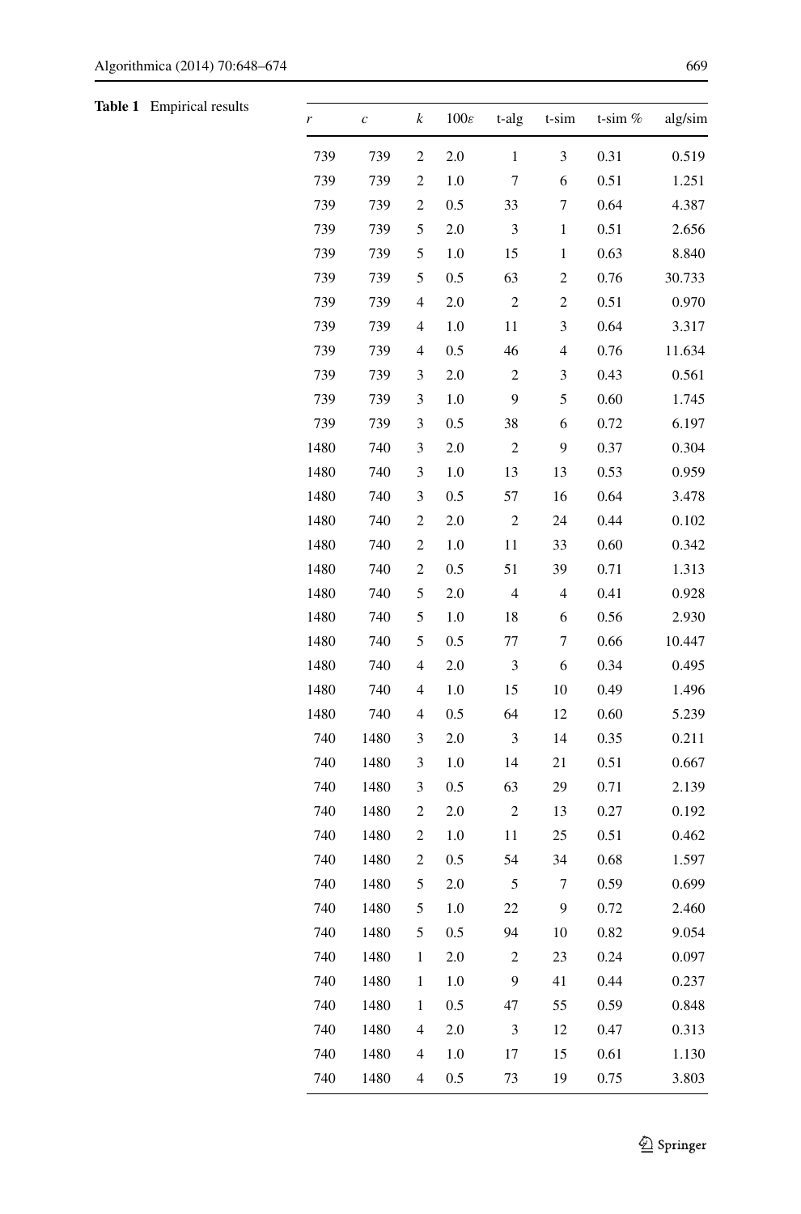**Table 1** Empirical results

| $r$ | $c$ | $k$ | $100\varepsilon$ | t-alg | t-sim | t-sim % | alg/sim |
|---|---|---|---|---|---|---|---|
| 739 | 739 | 2 | 2.0 | 1 | 3 | 0.31 | 0.519 |
| 739 | 739 | 2 | 1.0 | 7 | 6 | 0.51 | 1.251 |
| 739 | 739 | 2 | 0.5 | 33 | 7 | 0.64 | 4.387 |
| 739 | 739 | 5 | 2.0 | 3 | 1 | 0.51 | 2.656 |
| 739 | 739 | 5 | 1.0 | 15 | 1 | 0.63 | 8.840 |
| 739 | 739 | 5 | 0.5 | 63 | 2 | 0.76 | 30.733 |
| 739 | 739 | 4 | 2.0 | 2 | 2 | 0.51 | 0.970 |
| 739 | 739 | 4 | 1.0 | 11 | 3 | 0.64 | 3.317 |
| 739 | 739 | 4 | 0.5 | 46 | 4 | 0.76 | 11.634 |
| 739 | 739 | 3 | 2.0 | 2 | 3 | 0.43 | 0.561 |
| 739 | 739 | 3 | 1.0 | 9 | 5 | 0.60 | 1.745 |
| 739 | 739 | 3 | 0.5 | 38 | 6 | 0.72 | 6.197 |
| 1480 | 740 | 3 | 2.0 | 2 | 9 | 0.37 | 0.304 |
| 1480 | 740 | 3 | 1.0 | 13 | 13 | 0.53 | 0.959 |
| 1480 | 740 | 3 | 0.5 | 57 | 16 | 0.64 | 3.478 |
| 1480 | 740 | 2 | 2.0 | 2 | 24 | 0.44 | 0.102 |
| 1480 | 740 | 2 | 1.0 | 11 | 33 | 0.60 | 0.342 |
| 1480 | 740 | 2 | 0.5 | 51 | 39 | 0.71 | 1.313 |
| 1480 | 740 | 5 | 2.0 | 4 | 4 | 0.41 | 0.928 |
| 1480 | 740 | 5 | 1.0 | 18 | 6 | 0.56 | 2.930 |
| 1480 | 740 | 5 | 0.5 | 77 | 7 | 0.66 | 10.447 |
| 1480 | 740 | 4 | 2.0 | 3 | 6 | 0.34 | 0.495 |
| 1480 | 740 | 4 | 1.0 | 15 | 10 | 0.49 | 1.496 |
| 1480 | 740 | 4 | 0.5 | 64 | 12 | 0.60 | 5.239 |
| 740 | 1480 | 3 | 2.0 | 3 | 14 | 0.35 | 0.211 |
| 740 | 1480 | 3 | 1.0 | 14 | 21 | 0.51 | 0.667 |
| 740 | 1480 | 3 | 0.5 | 63 | 29 | 0.71 | 2.139 |
| 740 | 1480 | 2 | 2.0 | 2 | 13 | 0.27 | 0.192 |
| 740 | 1480 | 2 | 1.0 | 11 | 25 | 0.51 | 0.462 |
| 740 | 1480 | 2 | 0.5 | 54 | 34 | 0.68 | 1.597 |
| 740 | 1480 | 5 | 2.0 | 5 | 7 | 0.59 | 0.699 |
| 740 | 1480 | 5 | 1.0 | 22 | 9 | 0.72 | 2.460 |
| 740 | 1480 | 5 | 0.5 | 94 | 10 | 0.82 | 9.054 |
| 740 | 1480 | 1 | 2.0 | 2 | 23 | 0.24 | 0.097 |
| 740 | 1480 | 1 | 1.0 | 9 | 41 | 0.44 | 0.237 |
| 740 | 1480 | 1 | 0.5 | 47 | 55 | 0.59 | 0.848 |
| 740 | 1480 | 4 | 2.0 | 3 | 12 | 0.47 | 0.313 |
| 740 | 1480 | 4 | 1.0 | 17 | 15 | 0.61 | 1.130 |
| 740 | 1480 | 4 | 0.5 | 73 | 19 | 0.75 | 3.803 |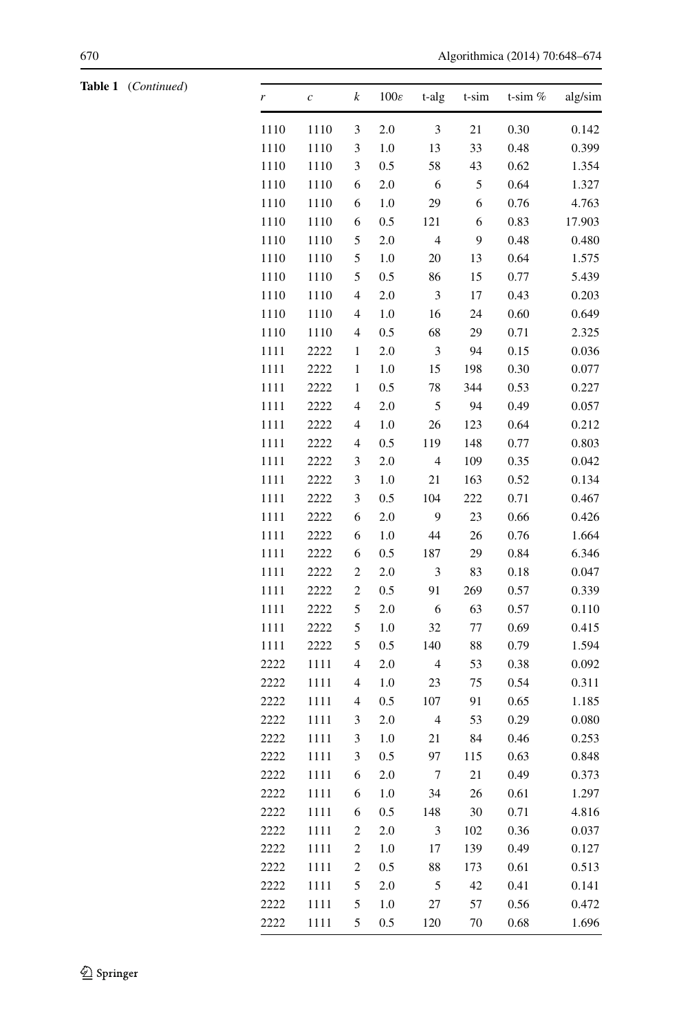**Table 1** (*Continued*)

| $r$ | $c$ | $k$ | $100\varepsilon$ | t-alg | t-sim | t-sim % | alg/sim |
|---|---|---|---|---|---|---|---|
| 1110 | 1110 | 3 | 2.0 | 3 | 21 | 0.30 | 0.142 |
| 1110 | 1110 | 3 | 1.0 | 13 | 33 | 0.48 | 0.399 |
| 1110 | 1110 | 3 | 0.5 | 58 | 43 | 0.62 | 1.354 |
| 1110 | 1110 | 6 | 2.0 | 6 | 5 | 0.64 | 1.327 |
| 1110 | 1110 | 6 | 1.0 | 29 | 6 | 0.76 | 4.763 |
| 1110 | 1110 | 6 | 0.5 | 121 | 6 | 0.83 | 17.903 |
| 1110 | 1110 | 5 | 2.0 | 4 | 9 | 0.48 | 0.480 |
| 1110 | 1110 | 5 | 1.0 | 20 | 13 | 0.64 | 1.575 |
| 1110 | 1110 | 5 | 0.5 | 86 | 15 | 0.77 | 5.439 |
| 1110 | 1110 | 4 | 2.0 | 3 | 17 | 0.43 | 0.203 |
| 1110 | 1110 | 4 | 1.0 | 16 | 24 | 0.60 | 0.649 |
| 1110 | 1110 | 4 | 0.5 | 68 | 29 | 0.71 | 2.325 |
| 1111 | 2222 | 1 | 2.0 | 3 | 94 | 0.15 | 0.036 |
| 1111 | 2222 | 1 | 1.0 | 15 | 198 | 0.30 | 0.077 |
| 1111 | 2222 | 1 | 0.5 | 78 | 344 | 0.53 | 0.227 |
| 1111 | 2222 | 4 | 2.0 | 5 | 94 | 0.49 | 0.057 |
| 1111 | 2222 | 4 | 1.0 | 26 | 123 | 0.64 | 0.212 |
| 1111 | 2222 | 4 | 0.5 | 119 | 148 | 0.77 | 0.803 |
| 1111 | 2222 | 3 | 2.0 | 4 | 109 | 0.35 | 0.042 |
| 1111 | 2222 | 3 | 1.0 | 21 | 163 | 0.52 | 0.134 |
| 1111 | 2222 | 3 | 0.5 | 104 | 222 | 0.71 | 0.467 |
| 1111 | 2222 | 6 | 2.0 | 9 | 23 | 0.66 | 0.426 |
| 1111 | 2222 | 6 | 1.0 | 44 | 26 | 0.76 | 1.664 |
| 1111 | 2222 | 6 | 0.5 | 187 | 29 | 0.84 | 6.346 |
| 1111 | 2222 | 2 | 2.0 | 3 | 83 | 0.18 | 0.047 |
| 1111 | 2222 | 2 | 0.5 | 91 | 269 | 0.57 | 0.339 |
| 1111 | 2222 | 5 | 2.0 | 6 | 63 | 0.57 | 0.110 |
| 1111 | 2222 | 5 | 1.0 | 32 | 77 | 0.69 | 0.415 |
| 1111 | 2222 | 5 | 0.5 | 140 | 88 | 0.79 | 1.594 |
| 2222 | 1111 | 4 | 2.0 | 4 | 53 | 0.38 | 0.092 |
| 2222 | 1111 | 4 | 1.0 | 23 | 75 | 0.54 | 0.311 |
| 2222 | 1111 | 4 | 0.5 | 107 | 91 | 0.65 | 1.185 |
| 2222 | 1111 | 3 | 2.0 | 4 | 53 | 0.29 | 0.080 |
| 2222 | 1111 | 3 | 1.0 | 21 | 84 | 0.46 | 0.253 |
| 2222 | 1111 | 3 | 0.5 | 97 | 115 | 0.63 | 0.848 |
| 2222 | 1111 | 6 | 2.0 | 7 | 21 | 0.49 | 0.373 |
| 2222 | 1111 | 6 | 1.0 | 34 | 26 | 0.61 | 1.297 |
| 2222 | 1111 | 6 | 0.5 | 148 | 30 | 0.71 | 4.816 |
| 2222 | 1111 | 2 | 2.0 | 3 | 102 | 0.36 | 0.037 |
| 2222 | 1111 | 2 | 1.0 | 17 | 139 | 0.49 | 0.127 |
| 2222 | 1111 | 2 | 0.5 | 88 | 173 | 0.61 | 0.513 |
| 2222 | 1111 | 5 | 2.0 | 5 | 42 | 0.41 | 0.141 |
| 2222 | 1111 | 5 | 1.0 | 27 | 57 | 0.56 | 0.472 |
| 2222 | 1111 | 5 | 0.5 | 120 | 70 | 0.68 | 1.696 |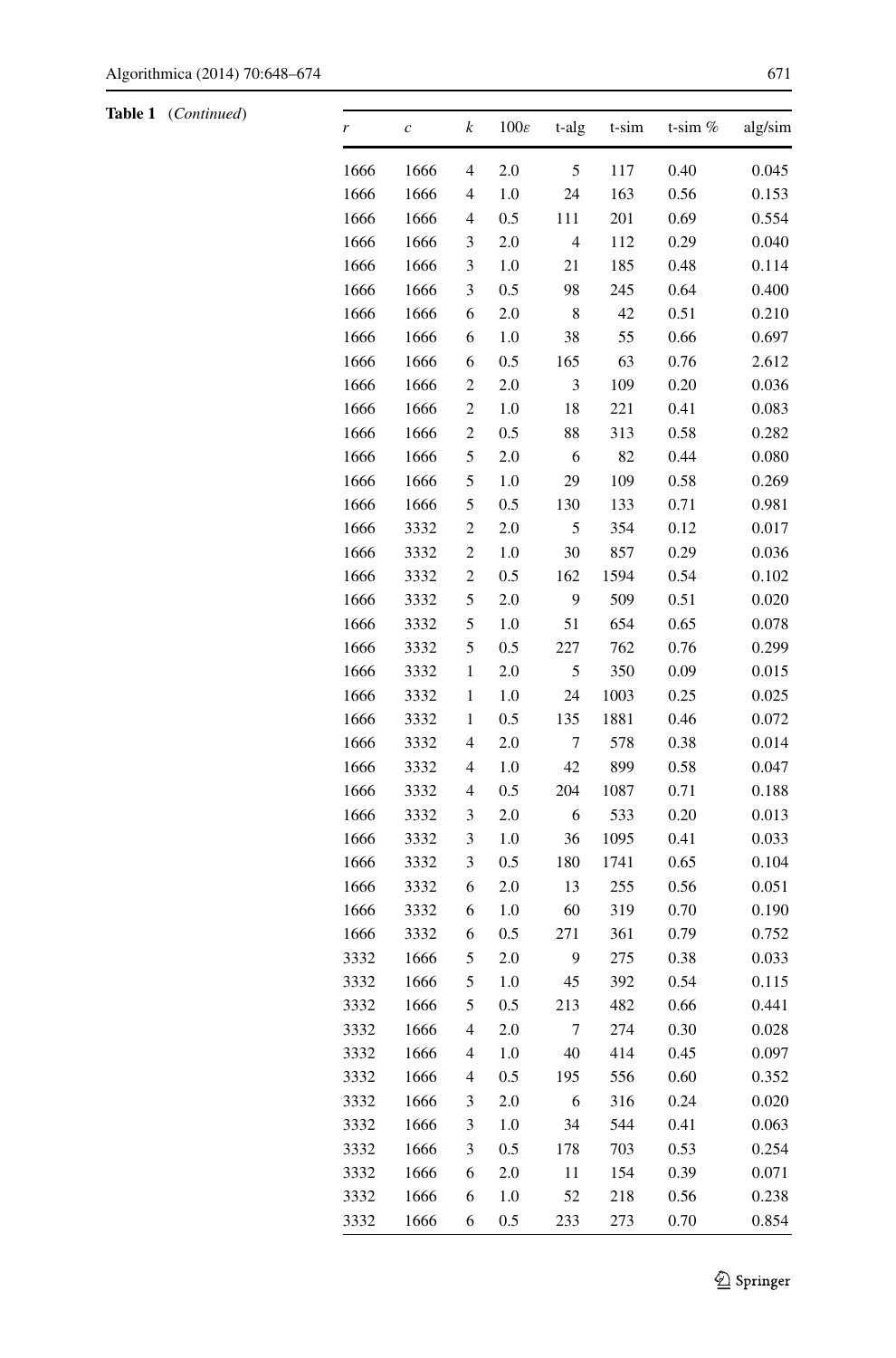**Table 1** (*Continued*)

| $r$ | $c$ | $k$ | $100\varepsilon$ | t-alg | t-sim | t-sim % | alg/sim |
|---|---|---|---|---|---|---|---|
| 1666 | 1666 | 4 | 2.0 | 5 | 117 | 0.40 | 0.045 |
| 1666 | 1666 | 4 | 1.0 | 24 | 163 | 0.56 | 0.153 |
| 1666 | 1666 | 4 | 0.5 | 111 | 201 | 0.69 | 0.554 |
| 1666 | 1666 | 3 | 2.0 | 4 | 112 | 0.29 | 0.040 |
| 1666 | 1666 | 3 | 1.0 | 21 | 185 | 0.48 | 0.114 |
| 1666 | 1666 | 3 | 0.5 | 98 | 245 | 0.64 | 0.400 |
| 1666 | 1666 | 6 | 2.0 | 8 | 42 | 0.51 | 0.210 |
| 1666 | 1666 | 6 | 1.0 | 38 | 55 | 0.66 | 0.697 |
| 1666 | 1666 | 6 | 0.5 | 165 | 63 | 0.76 | 2.612 |
| 1666 | 1666 | 2 | 2.0 | 3 | 109 | 0.20 | 0.036 |
| 1666 | 1666 | 2 | 1.0 | 18 | 221 | 0.41 | 0.083 |
| 1666 | 1666 | 2 | 0.5 | 88 | 313 | 0.58 | 0.282 |
| 1666 | 1666 | 5 | 2.0 | 6 | 82 | 0.44 | 0.080 |
| 1666 | 1666 | 5 | 1.0 | 29 | 109 | 0.58 | 0.269 |
| 1666 | 1666 | 5 | 0.5 | 130 | 133 | 0.71 | 0.981 |
| 1666 | 3332 | 2 | 2.0 | 5 | 354 | 0.12 | 0.017 |
| 1666 | 3332 | 2 | 1.0 | 30 | 857 | 0.29 | 0.036 |
| 1666 | 3332 | 2 | 0.5 | 162 | 1594 | 0.54 | 0.102 |
| 1666 | 3332 | 5 | 2.0 | 9 | 509 | 0.51 | 0.020 |
| 1666 | 3332 | 5 | 1.0 | 51 | 654 | 0.65 | 0.078 |
| 1666 | 3332 | 5 | 0.5 | 227 | 762 | 0.76 | 0.299 |
| 1666 | 3332 | 1 | 2.0 | 5 | 350 | 0.09 | 0.015 |
| 1666 | 3332 | 1 | 1.0 | 24 | 1003 | 0.25 | 0.025 |
| 1666 | 3332 | 1 | 0.5 | 135 | 1881 | 0.46 | 0.072 |
| 1666 | 3332 | 4 | 2.0 | 7 | 578 | 0.38 | 0.014 |
| 1666 | 3332 | 4 | 1.0 | 42 | 899 | 0.58 | 0.047 |
| 1666 | 3332 | 4 | 0.5 | 204 | 1087 | 0.71 | 0.188 |
| 1666 | 3332 | 3 | 2.0 | 6 | 533 | 0.20 | 0.013 |
| 1666 | 3332 | 3 | 1.0 | 36 | 1095 | 0.41 | 0.033 |
| 1666 | 3332 | 3 | 0.5 | 180 | 1741 | 0.65 | 0.104 |
| 1666 | 3332 | 6 | 2.0 | 13 | 255 | 0.56 | 0.051 |
| 1666 | 3332 | 6 | 1.0 | 60 | 319 | 0.70 | 0.190 |
| 1666 | 3332 | 6 | 0.5 | 271 | 361 | 0.79 | 0.752 |
| 3332 | 1666 | 5 | 2.0 | 9 | 275 | 0.38 | 0.033 |
| 3332 | 1666 | 5 | 1.0 | 45 | 392 | 0.54 | 0.115 |
| 3332 | 1666 | 5 | 0.5 | 213 | 482 | 0.66 | 0.441 |
| 3332 | 1666 | 4 | 2.0 | 7 | 274 | 0.30 | 0.028 |
| 3332 | 1666 | 4 | 1.0 | 40 | 414 | 0.45 | 0.097 |
| 3332 | 1666 | 4 | 0.5 | 195 | 556 | 0.60 | 0.352 |
| 3332 | 1666 | 3 | 2.0 | 6 | 316 | 0.24 | 0.020 |
| 3332 | 1666 | 3 | 1.0 | 34 | 544 | 0.41 | 0.063 |
| 3332 | 1666 | 3 | 0.5 | 178 | 703 | 0.53 | 0.254 |
| 3332 | 1666 | 6 | 2.0 | 11 | 154 | 0.39 | 0.071 |
| 3332 | 1666 | 6 | 1.0 | 52 | 218 | 0.56 | 0.238 |
| 3332 | 1666 | 6 | 0.5 | 233 | 273 | 0.70 | 0.854 |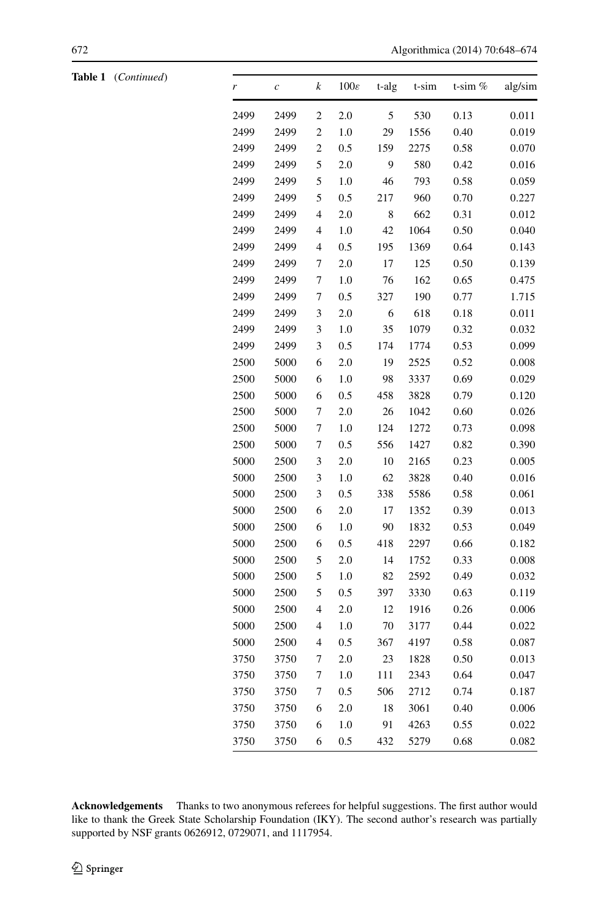**Table 1** (*Continued*)

| $r$ | $c$ | $k$ | $100\varepsilon$ | t-alg | t-sim | t-sim % | alg/sim |
|---|---|---|---|---|---|---|---|
| 2499 | 2499 | 2 | 2.0 | 5 | 530 | 0.13 | 0.011 |
| 2499 | 2499 | 2 | 1.0 | 29 | 1556 | 0.40 | 0.019 |
| 2499 | 2499 | 2 | 0.5 | 159 | 2275 | 0.58 | 0.070 |
| 2499 | 2499 | 5 | 2.0 | 9 | 580 | 0.42 | 0.016 |
| 2499 | 2499 | 5 | 1.0 | 46 | 793 | 0.58 | 0.059 |
| 2499 | 2499 | 5 | 0.5 | 217 | 960 | 0.70 | 0.227 |
| 2499 | 2499 | 4 | 2.0 | 8 | 662 | 0.31 | 0.012 |
| 2499 | 2499 | 4 | 1.0 | 42 | 1064 | 0.50 | 0.040 |
| 2499 | 2499 | 4 | 0.5 | 195 | 1369 | 0.64 | 0.143 |
| 2499 | 2499 | 7 | 2.0 | 17 | 125 | 0.50 | 0.139 |
| 2499 | 2499 | 7 | 1.0 | 76 | 162 | 0.65 | 0.475 |
| 2499 | 2499 | 7 | 0.5 | 327 | 190 | 0.77 | 1.715 |
| 2499 | 2499 | 3 | 2.0 | 6 | 618 | 0.18 | 0.011 |
| 2499 | 2499 | 3 | 1.0 | 35 | 1079 | 0.32 | 0.032 |
| 2499 | 2499 | 3 | 0.5 | 174 | 1774 | 0.53 | 0.099 |
| 2500 | 5000 | 6 | 2.0 | 19 | 2525 | 0.52 | 0.008 |
| 2500 | 5000 | 6 | 1.0 | 98 | 3337 | 0.69 | 0.029 |
| 2500 | 5000 | 6 | 0.5 | 458 | 3828 | 0.79 | 0.120 |
| 2500 | 5000 | 7 | 2.0 | 26 | 1042 | 0.60 | 0.026 |
| 2500 | 5000 | 7 | 1.0 | 124 | 1272 | 0.73 | 0.098 |
| 2500 | 5000 | 7 | 0.5 | 556 | 1427 | 0.82 | 0.390 |
| 5000 | 2500 | 3 | 2.0 | 10 | 2165 | 0.23 | 0.005 |
| 5000 | 2500 | 3 | 1.0 | 62 | 3828 | 0.40 | 0.016 |
| 5000 | 2500 | 3 | 0.5 | 338 | 5586 | 0.58 | 0.061 |
| 5000 | 2500 | 6 | 2.0 | 17 | 1352 | 0.39 | 0.013 |
| 5000 | 2500 | 6 | 1.0 | 90 | 1832 | 0.53 | 0.049 |
| 5000 | 2500 | 6 | 0.5 | 418 | 2297 | 0.66 | 0.182 |
| 5000 | 2500 | 5 | 2.0 | 14 | 1752 | 0.33 | 0.008 |
| 5000 | 2500 | 5 | 1.0 | 82 | 2592 | 0.49 | 0.032 |
| 5000 | 2500 | 5 | 0.5 | 397 | 3330 | 0.63 | 0.119 |
| 5000 | 2500 | 4 | 2.0 | 12 | 1916 | 0.26 | 0.006 |
| 5000 | 2500 | 4 | 1.0 | 70 | 3177 | 0.44 | 0.022 |
| 5000 | 2500 | 4 | 0.5 | 367 | 4197 | 0.58 | 0.087 |
| 3750 | 3750 | 7 | 2.0 | 23 | 1828 | 0.50 | 0.013 |
| 3750 | 3750 | 7 | 1.0 | 111 | 2343 | 0.64 | 0.047 |
| 3750 | 3750 | 7 | 0.5 | 506 | 2712 | 0.74 | 0.187 |
| 3750 | 3750 | 6 | 2.0 | 18 | 3061 | 0.40 | 0.006 |
| 3750 | 3750 | 6 | 1.0 | 91 | 4263 | 0.55 | 0.022 |
| 3750 | 3750 | 6 | 0.5 | 432 | 5279 | 0.68 | 0.082 |

**Acknowledgements** Thanks to two anonymous referees for helpful suggestions. The first author would like to thank the Greek State Scholarship Foundation (IKY). The second author's research was partially supported by NSF grants 0626912, 0729071, and 1117954.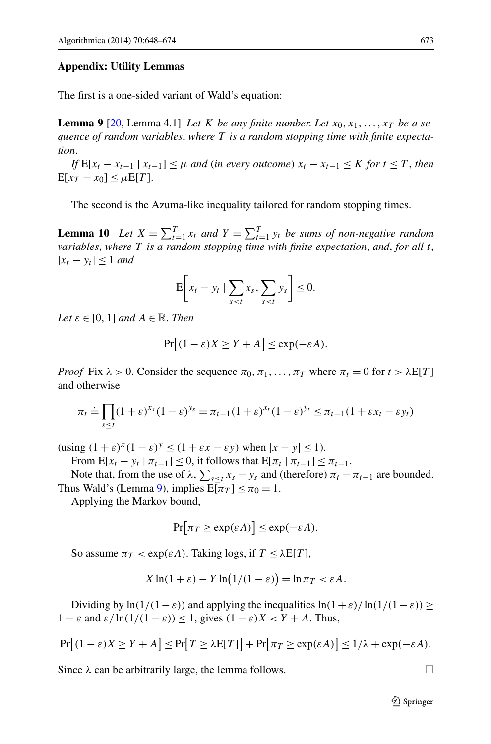## Appendix: Utility Lemmas

The first is a one-sided variant of Wald's equation:

**Lemma 9** [20, Lemma 4.1] *Let $K$ be any finite number. Let $x_0, x_1, \ldots, x_T$ be a sequence of random variables, where $T$ is a random stopping time with finite expectation.*

*If $\mathrm{E}[x_t - x_{t-1} \mid x_{t-1}] \le \mu$ and (in every outcome) $x_t - x_{t-1} \le K$ for $t \le T$, then $\mathrm{E}[x_T - x_0] \le \mu \mathrm{E}[T]$.*

The second is the Azuma-like inequality tailored for random stopping times.

**Lemma 10** *Let $X = \sum_{t=1}^{T} x_t$ and $Y = \sum_{t=1}^{T} y_t$ be sums of non-negative random variables, where $T$ is a random stopping time with finite expectation, and, for all $t$, $|x_t - y_t| \le 1$ and*

$$\mathrm{E}\Bigg[x_t - y_t \mid \sum_{s<t} x_s, \sum_{s<t} y_s\Bigg] \le 0.$$

*Let $\varepsilon \in [0,1]$ and $A \in \mathbb{R}$. Then*

$$\Pr\big[(1-\varepsilon)X \ge Y + A\big] \le \exp(-\varepsilon A).$$

*Proof* Fix $\lambda > 0$. Consider the sequence $\pi_0, \pi_1, \ldots, \pi_T$ where $\pi_t = 0$ for $t > \lambda \mathrm{E}[T]$ and otherwise

$$\pi_t \doteq \prod_{s \le t} (1+\varepsilon)^{x_s} (1-\varepsilon)^{y_s} = \pi_{t-1} (1+\varepsilon)^{x_t} (1-\varepsilon)^{y_t} \le \pi_{t-1}(1 + \varepsilon x_t - \varepsilon y_t)$$

(using $(1+\varepsilon)^x (1-\varepsilon)^y \le (1 + \varepsilon x - \varepsilon y)$ when $|x - y| \le 1$).

From $\mathrm{E}[x_t - y_t \mid \pi_{t-1}] \le 0$, it follows that $\mathrm{E}[\pi_t \mid \pi_{t-1}] \le \pi_{t-1}$.

Note that, from the use of $\lambda$, $\sum_{s \le t} x_s - y_s$ and (therefore) $\pi_t - \pi_{t-1}$ are bounded. Thus Wald's (Lemma 9), implies $\mathrm{E}[\pi_T] \le \pi_0 = 1$.

Applying the Markov bound,

$$\Pr\big[\pi_T \ge \exp(\varepsilon A)\big] \le \exp(-\varepsilon A).$$

So assume $\pi_T < \exp(\varepsilon A)$. Taking logs, if $T \le \lambda \mathrm{E}[T]$,

$$X \ln(1+\varepsilon) - Y \ln\big(1/(1-\varepsilon)\big) = \ln \pi_T < \varepsilon A.$$

Dividing by $\ln(1/(1-\varepsilon))$ and applying the inequalities $\ln(1+\varepsilon)/\ln(1/(1-\varepsilon)) \ge 1 - \varepsilon$ and $\varepsilon/\ln(1/(1-\varepsilon)) \le 1$, gives $(1-\varepsilon)X < Y + A$. Thus,

$$\Pr\big[(1-\varepsilon)X \ge Y + A\big] \le \Pr\big[T \ge \lambda \mathrm{E}[T]\big] + \Pr\big[\pi_T \ge \exp(\varepsilon A)\big] \le 1/\lambda + \exp(-\varepsilon A).$$

Since $\lambda$ can be arbitrarily large, the lemma follows. □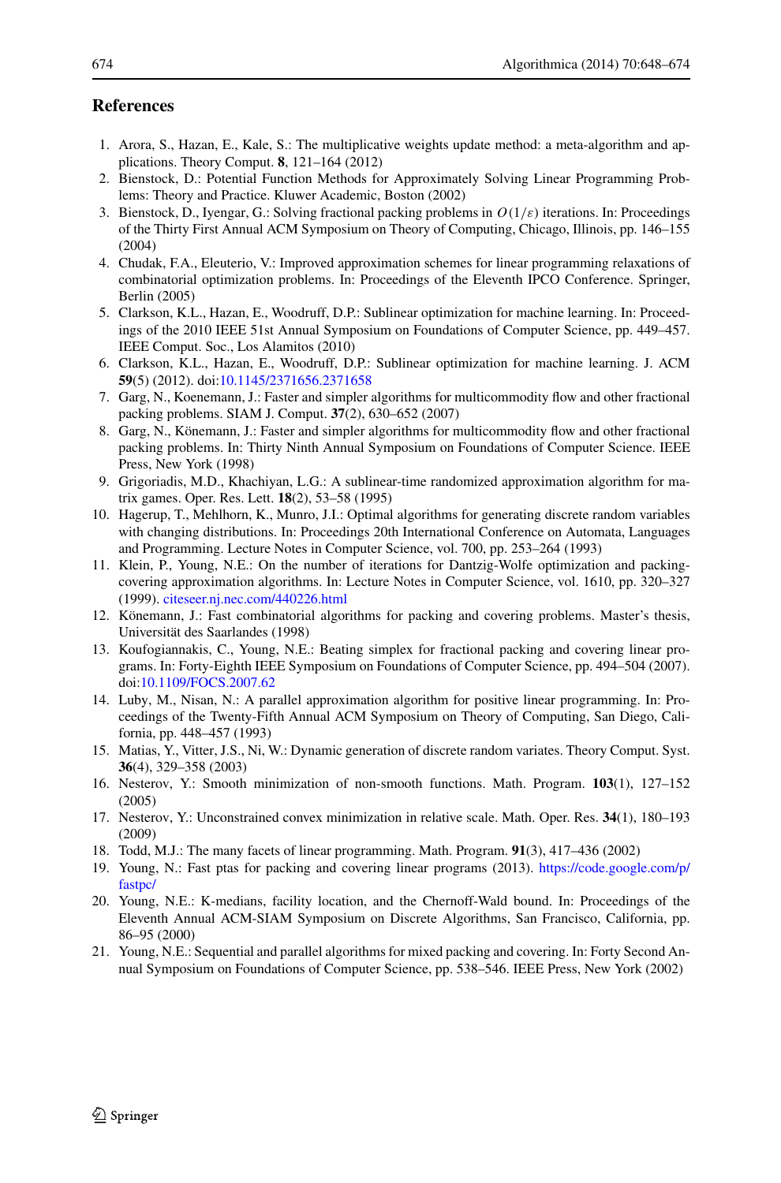## References

1. Arora, S., Hazan, E., Kale, S.: The multiplicative weights update method: a meta-algorithm and applications. Theory Comput. **8**, 121–164 (2012)
2. Bienstock, D.: Potential Function Methods for Approximately Solving Linear Programming Problems: Theory and Practice. Kluwer Academic, Boston (2002)
3. Bienstock, D., Iyengar, G.: Solving fractional packing problems in $O(1/\varepsilon)$ iterations. In: Proceedings of the Thirty First Annual ACM Symposium on Theory of Computing, Chicago, Illinois, pp. 146–155 (2004)
4. Chudak, F.A., Eleuterio, V.: Improved approximation schemes for linear programming relaxations of combinatorial optimization problems. In: Proceedings of the Eleventh IPCO Conference. Springer, Berlin (2005)
5. Clarkson, K.L., Hazan, E., Woodruff, D.P.: Sublinear optimization for machine learning. In: Proceedings of the 2010 IEEE 51st Annual Symposium on Foundations of Computer Science, pp. 449–457. IEEE Comput. Soc., Los Alamitos (2010)
6. Clarkson, K.L., Hazan, E., Woodruff, D.P.: Sublinear optimization for machine learning. J. ACM **59**(5) (2012). doi:10.1145/2371656.2371658
7. Garg, N., Koenemann, J.: Faster and simpler algorithms for multicommodity flow and other fractional packing problems. SIAM J. Comput. **37**(2), 630–652 (2007)
8. Garg, N., Könemann, J.: Faster and simpler algorithms for multicommodity flow and other fractional packing problems. In: Thirty Ninth Annual Symposium on Foundations of Computer Science. IEEE Press, New York (1998)
9. Grigoriadis, M.D., Khachiyan, L.G.: A sublinear-time randomized approximation algorithm for matrix games. Oper. Res. Lett. **18**(2), 53–58 (1995)
10. Hagerup, T., Mehlhorn, K., Munro, J.I.: Optimal algorithms for generating discrete random variables with changing distributions. In: Proceedings 20th International Conference on Automata, Languages and Programming. Lecture Notes in Computer Science, vol. 700, pp. 253–264 (1993)
11. Klein, P., Young, N.E.: On the number of iterations for Dantzig-Wolfe optimization and packing-covering approximation algorithms. In: Lecture Notes in Computer Science, vol. 1610, pp. 320–327 (1999). citeseer.nj.nec.com/440226.html
12. Könemann, J.: Fast combinatorial algorithms for packing and covering problems. Master's thesis, Universität des Saarlandes (1998)
13. Koufogiannakis, C., Young, N.E.: Beating simplex for fractional packing and covering linear programs. In: Forty-Eighth IEEE Symposium on Foundations of Computer Science, pp. 494–504 (2007). doi:10.1109/FOCS.2007.62
14. Luby, M., Nisan, N.: A parallel approximation algorithm for positive linear programming. In: Proceedings of the Twenty-Fifth Annual ACM Symposium on Theory of Computing, San Diego, California, pp. 448–457 (1993)
15. Matias, Y., Vitter, J.S., Ni, W.: Dynamic generation of discrete random variates. Theory Comput. Syst. **36**(4), 329–358 (2003)
16. Nesterov, Y.: Smooth minimization of non-smooth functions. Math. Program. **103**(1), 127–152 (2005)
17. Nesterov, Y.: Unconstrained convex minimization in relative scale. Math. Oper. Res. **34**(1), 180–193 (2009)
18. Todd, M.J.: The many facets of linear programming. Math. Program. **91**(3), 417–436 (2002)
19. Young, N.: Fast ptas for packing and covering linear programs (2013). https://code.google.com/p/fastpc/
20. Young, N.E.: K-medians, facility location, and the Chernoff-Wald bound. In: Proceedings of the Eleventh Annual ACM-SIAM Symposium on Discrete Algorithms, San Francisco, California, pp. 86–95 (2000)
21. Young, N.E.: Sequential and parallel algorithms for mixed packing and covering. In: Forty Second Annual Symposium on Foundations of Computer Science, pp. 538–546. IEEE Press, New York (2002)